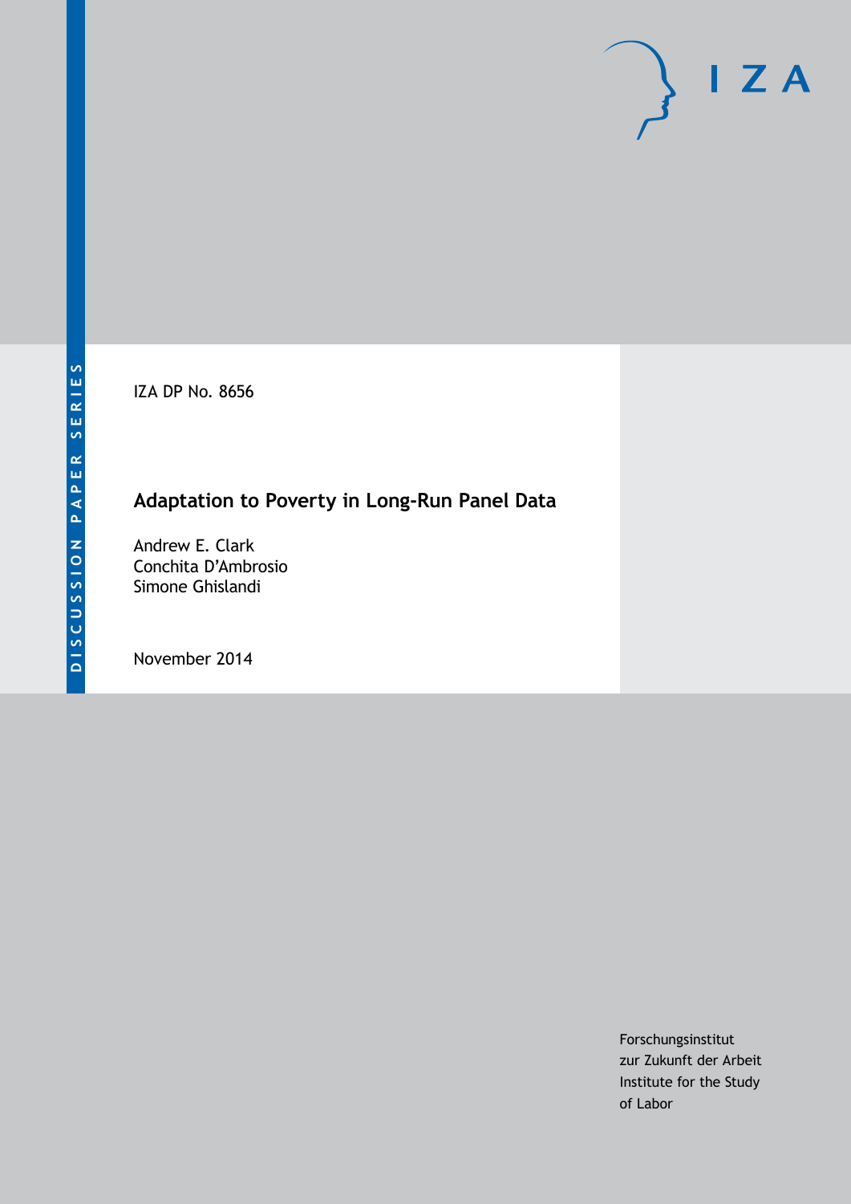DISCUSSION PAPER SERIES

IZA DP No. 8656

# Adaptation to Poverty in Long-Run Panel Data

Andrew E. Clark
Conchita D'Ambrosio
Simone Ghislandi

November 2014

Forschungsinstitut
zur Zukunft der Arbeit
Institute for the Study
of Labor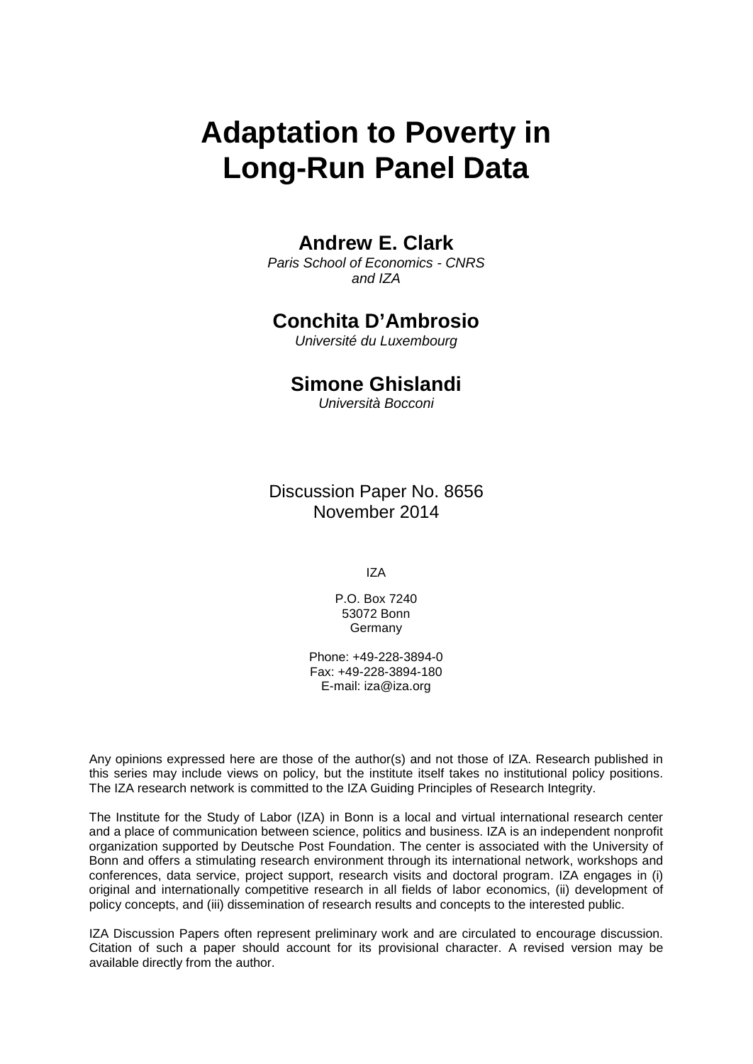# Adaptation to Poverty in Long-Run Panel Data

## Andrew E. Clark

*Paris School of Economics - CNRS and IZA*

## Conchita D'Ambrosio

*Université du Luxembourg*

## Simone Ghislandi

*Università Bocconi*

Discussion Paper No. 8656
November 2014

IZA

P.O. Box 7240
53072 Bonn
Germany

Phone: +49-228-3894-0
Fax: +49-228-3894-180
E-mail: iza@iza.org

Any opinions expressed here are those of the author(s) and not those of IZA. Research published in this series may include views on policy, but the institute itself takes no institutional policy positions. The IZA research network is committed to the IZA Guiding Principles of Research Integrity.

The Institute for the Study of Labor (IZA) in Bonn is a local and virtual international research center and a place of communication between science, politics and business. IZA is an independent nonprofit organization supported by Deutsche Post Foundation. The center is associated with the University of Bonn and offers a stimulating research environment through its international network, workshops and conferences, data service, project support, research visits and doctoral program. IZA engages in (i) original and internationally competitive research in all fields of labor economics, (ii) development of policy concepts, and (iii) dissemination of research results and concepts to the interested public.

IZA Discussion Papers often represent preliminary work and are circulated to encourage discussion. Citation of such a paper should account for its provisional character. A revised version may be available directly from the author.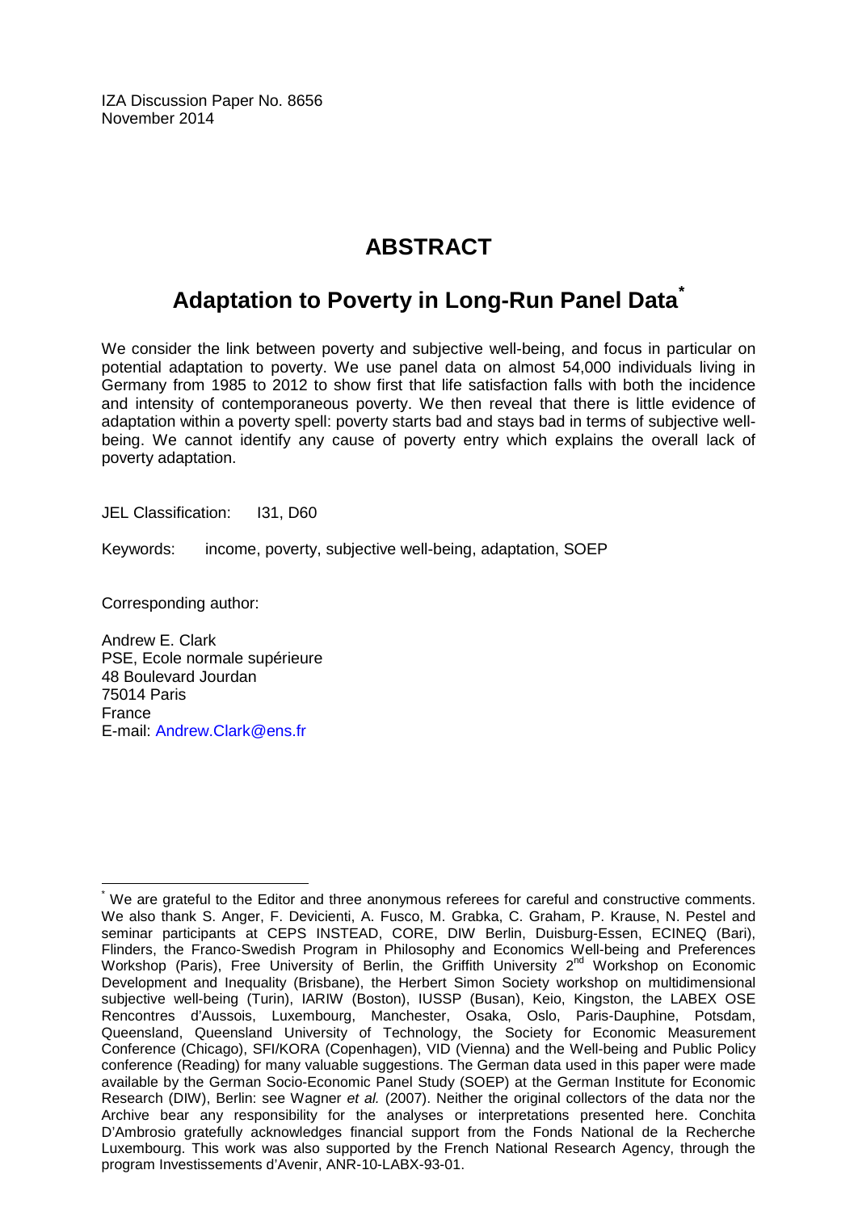IZA Discussion Paper No. 8656
November 2014

# ABSTRACT

## Adaptation to Poverty in Long-Run Panel Data*

We consider the link between poverty and subjective well-being, and focus in particular on potential adaptation to poverty. We use panel data on almost 54,000 individuals living in Germany from 1985 to 2012 to show first that life satisfaction falls with both the incidence and intensity of contemporaneous poverty. We then reveal that there is little evidence of adaptation within a poverty spell: poverty starts bad and stays bad in terms of subjective well-being. We cannot identify any cause of poverty entry which explains the overall lack of poverty adaptation.

JEL Classification: I31, D60

Keywords: income, poverty, subjective well-being, adaptation, SOEP

Corresponding author:

Andrew E. Clark
PSE, Ecole normale supérieure
48 Boulevard Jourdan
75014 Paris
France
E-mail: Andrew.Clark@ens.fr

---

* We are grateful to the Editor and three anonymous referees for careful and constructive comments. We also thank S. Anger, F. Devicienti, A. Fusco, M. Grabka, C. Graham, P. Krause, N. Pestel and seminar participants at CEPS INSTEAD, CORE, DIW Berlin, Duisburg-Essen, ECINEQ (Bari), Flinders, the Franco-Swedish Program in Philosophy and Economics Well-being and Preferences Workshop (Paris), Free University of Berlin, the Griffith University 2nd Workshop on Economic Development and Inequality (Brisbane), the Herbert Simon Society workshop on multidimensional subjective well-being (Turin), IARIW (Boston), IUSSP (Busan), Keio, Kingston, the LABEX OSE Rencontres d'Aussois, Luxembourg, Manchester, Osaka, Oslo, Paris-Dauphine, Potsdam, Queensland, Queensland University of Technology, the Society for Economic Measurement Conference (Chicago), SFI/KORA (Copenhagen), VID (Vienna) and the Well-being and Public Policy conference (Reading) for many valuable suggestions. The German data used in this paper were made available by the German Socio-Economic Panel Study (SOEP) at the German Institute for Economic Research (DIW), Berlin: see Wagner *et al.* (2007). Neither the original collectors of the data nor the Archive bear any responsibility for the analyses or interpretations presented here. Conchita D'Ambrosio gratefully acknowledges financial support from the Fonds National de la Recherche Luxembourg. This work was also supported by the French National Research Agency, through the program Investissements d'Avenir, ANR-10-LABX-93-01.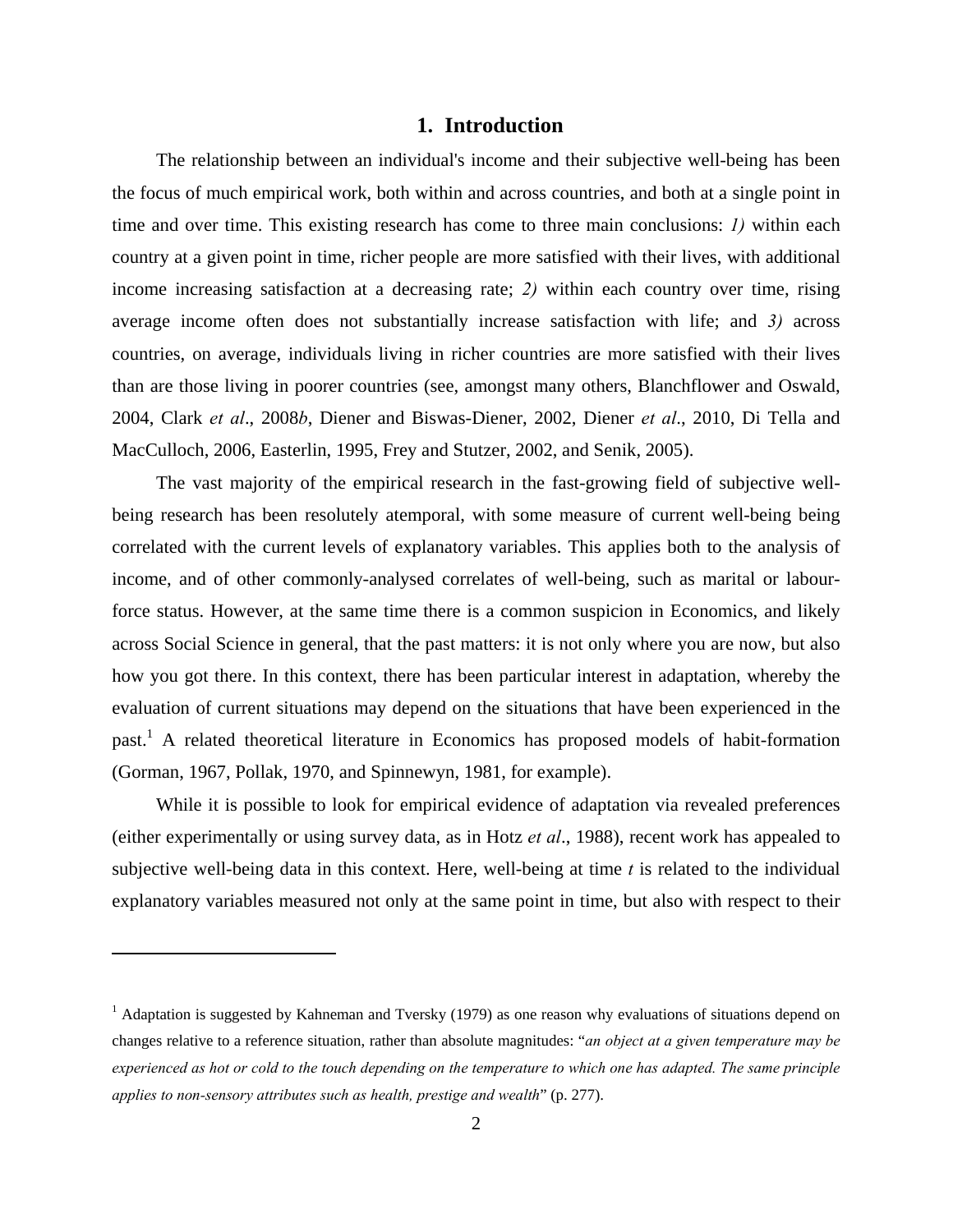# 1. Introduction

The relationship between an individual's income and their subjective well-being has been the focus of much empirical work, both within and across countries, and both at a single point in time and over time. This existing research has come to three main conclusions: *1)* within each country at a given point in time, richer people are more satisfied with their lives, with additional income increasing satisfaction at a decreasing rate; *2)* within each country over time, rising average income often does not substantially increase satisfaction with life; and *3)* across countries, on average, individuals living in richer countries are more satisfied with their lives than are those living in poorer countries (see, amongst many others, Blanchflower and Oswald, 2004, Clark *et al*., 2008*b*, Diener and Biswas-Diener, 2002, Diener *et al*., 2010, Di Tella and MacCulloch, 2006, Easterlin, 1995, Frey and Stutzer, 2002, and Senik, 2005).

The vast majority of the empirical research in the fast-growing field of subjective well-being research has been resolutely atemporal, with some measure of current well-being being correlated with the current levels of explanatory variables. This applies both to the analysis of income, and of other commonly-analysed correlates of well-being, such as marital or labour-force status. However, at the same time there is a common suspicion in Economics, and likely across Social Science in general, that the past matters: it is not only where you are now, but also how you got there. In this context, there has been particular interest in adaptation, whereby the evaluation of current situations may depend on the situations that have been experienced in the past.[1] A related theoretical literature in Economics has proposed models of habit-formation (Gorman, 1967, Pollak, 1970, and Spinnewyn, 1981, for example).

While it is possible to look for empirical evidence of adaptation via revealed preferences (either experimentally or using survey data, as in Hotz *et al*., 1988), recent work has appealed to subjective well-being data in this context. Here, well-being at time $t$ is related to the individual explanatory variables measured not only at the same point in time, but also with respect to their

[1] Adaptation is suggested by Kahneman and Tversky (1979) as one reason why evaluations of situations depend on changes relative to a reference situation, rather than absolute magnitudes: "*an object at a given temperature may be experienced as hot or cold to the touch depending on the temperature to which one has adapted. The same principle applies to non-sensory attributes such as health, prestige and wealth*" (p. 277).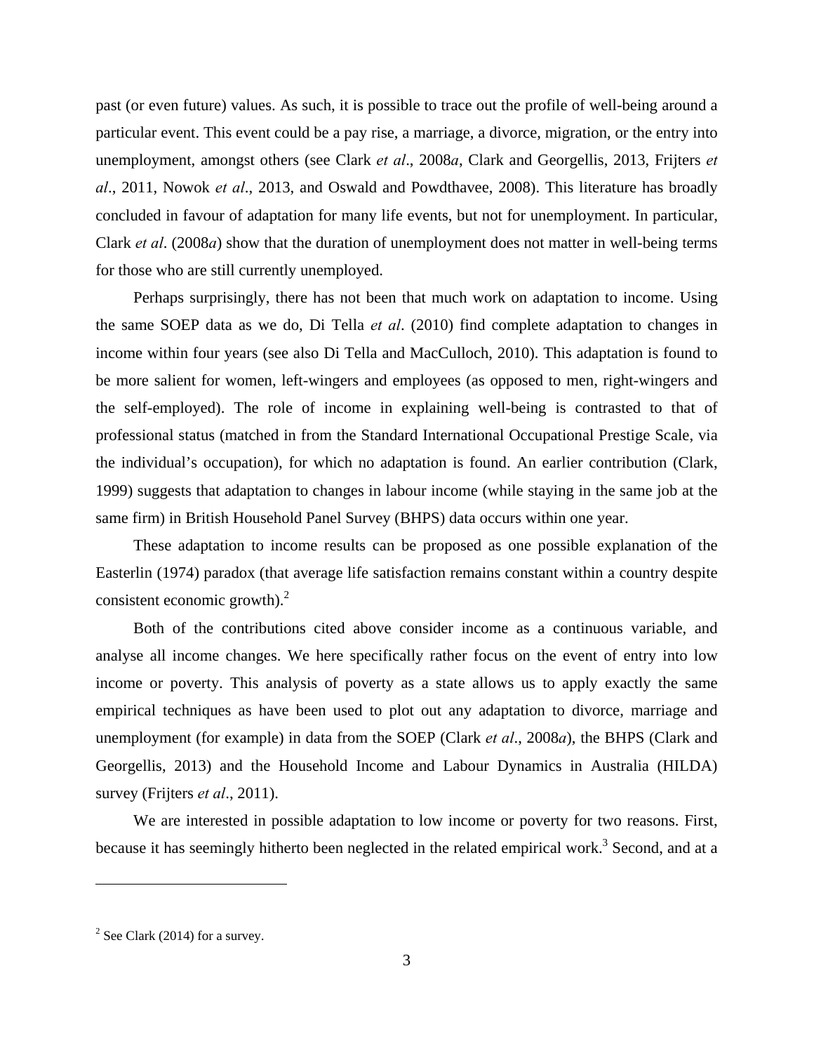past (or even future) values. As such, it is possible to trace out the profile of well-being around a particular event. This event could be a pay rise, a marriage, a divorce, migration, or the entry into unemployment, amongst others (see Clark *et al*., 2008*a*, Clark and Georgellis, 2013, Frijters *et al*., 2011, Nowok *et al*., 2013, and Oswald and Powdthavee, 2008). This literature has broadly concluded in favour of adaptation for many life events, but not for unemployment. In particular, Clark *et al*. (2008*a*) show that the duration of unemployment does not matter in well-being terms for those who are still currently unemployed.

Perhaps surprisingly, there has not been that much work on adaptation to income. Using the same SOEP data as we do, Di Tella *et al*. (2010) find complete adaptation to changes in income within four years (see also Di Tella and MacCulloch, 2010). This adaptation is found to be more salient for women, left-wingers and employees (as opposed to men, right-wingers and the self-employed). The role of income in explaining well-being is contrasted to that of professional status (matched in from the Standard International Occupational Prestige Scale, via the individual's occupation), for which no adaptation is found. An earlier contribution (Clark, 1999) suggests that adaptation to changes in labour income (while staying in the same job at the same firm) in British Household Panel Survey (BHPS) data occurs within one year.

These adaptation to income results can be proposed as one possible explanation of the Easterlin (1974) paradox (that average life satisfaction remains constant within a country despite consistent economic growth).[2]

Both of the contributions cited above consider income as a continuous variable, and analyse all income changes. We here specifically rather focus on the event of entry into low income or poverty. This analysis of poverty as a state allows us to apply exactly the same empirical techniques as have been used to plot out any adaptation to divorce, marriage and unemployment (for example) in data from the SOEP (Clark *et al*., 2008*a*), the BHPS (Clark and Georgellis, 2013) and the Household Income and Labour Dynamics in Australia (HILDA) survey (Frijters *et al*., 2011).

We are interested in possible adaptation to low income or poverty for two reasons. First, because it has seemingly hitherto been neglected in the related empirical work.[3] Second, and at a

[2] See Clark (2014) for a survey.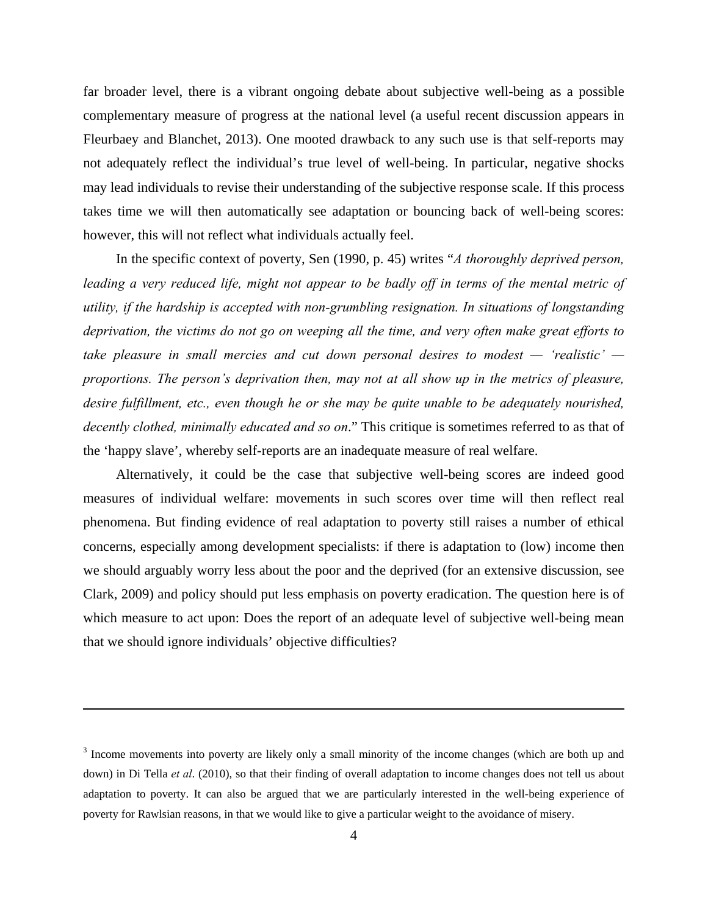far broader level, there is a vibrant ongoing debate about subjective well-being as a possible complementary measure of progress at the national level (a useful recent discussion appears in Fleurbaey and Blanchet, 2013). One mooted drawback to any such use is that self-reports may not adequately reflect the individual's true level of well-being. In particular, negative shocks may lead individuals to revise their understanding of the subjective response scale. If this process takes time we will then automatically see adaptation or bouncing back of well-being scores: however, this will not reflect what individuals actually feel.

In the specific context of poverty, Sen (1990, p. 45) writes "*A thoroughly deprived person, leading a very reduced life, might not appear to be badly off in terms of the mental metric of utility, if the hardship is accepted with non-grumbling resignation. In situations of longstanding deprivation, the victims do not go on weeping all the time, and very often make great efforts to take pleasure in small mercies and cut down personal desires to modest — 'realistic' — proportions. The person's deprivation then, may not at all show up in the metrics of pleasure, desire fulfillment, etc., even though he or she may be quite unable to be adequately nourished, decently clothed, minimally educated and so on*." This critique is sometimes referred to as that of the 'happy slave', whereby self-reports are an inadequate measure of real welfare.

Alternatively, it could be the case that subjective well-being scores are indeed good measures of individual welfare: movements in such scores over time will then reflect real phenomena. But finding evidence of real adaptation to poverty still raises a number of ethical concerns, especially among development specialists: if there is adaptation to (low) income then we should arguably worry less about the poor and the deprived (for an extensive discussion, see Clark, 2009) and policy should put less emphasis on poverty eradication. The question here is of which measure to act upon: Does the report of an adequate level of subjective well-being mean that we should ignore individuals' objective difficulties?

---

[3] Income movements into poverty are likely only a small minority of the income changes (which are both up and down) in Di Tella *et al*. (2010), so that their finding of overall adaptation to income changes does not tell us about adaptation to poverty. It can also be argued that we are particularly interested in the well-being experience of poverty for Rawlsian reasons, in that we would like to give a particular weight to the avoidance of misery.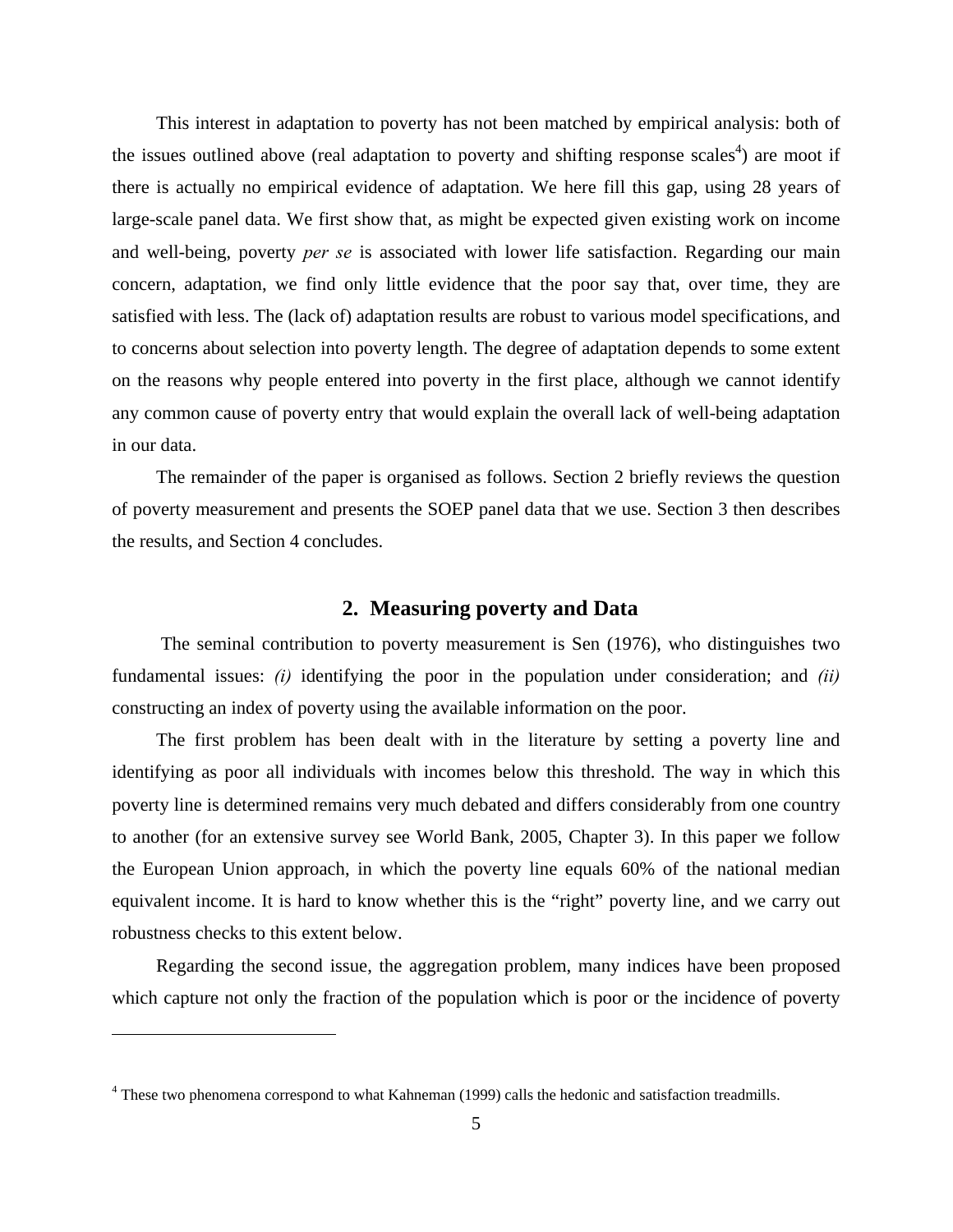This interest in adaptation to poverty has not been matched by empirical analysis: both of the issues outlined above (real adaptation to poverty and shifting response scales[4]) are moot if there is actually no empirical evidence of adaptation. We here fill this gap, using 28 years of large-scale panel data. We first show that, as might be expected given existing work on income and well-being, poverty *per se* is associated with lower life satisfaction. Regarding our main concern, adaptation, we find only little evidence that the poor say that, over time, they are satisfied with less. The (lack of) adaptation results are robust to various model specifications, and to concerns about selection into poverty length. The degree of adaptation depends to some extent on the reasons why people entered into poverty in the first place, although we cannot identify any common cause of poverty entry that would explain the overall lack of well-being adaptation in our data.

The remainder of the paper is organised as follows. Section 2 briefly reviews the question of poverty measurement and presents the SOEP panel data that we use. Section 3 then describes the results, and Section 4 concludes.

## 2. Measuring poverty and Data

The seminal contribution to poverty measurement is Sen (1976), who distinguishes two fundamental issues: *(i)* identifying the poor in the population under consideration; and *(ii)* constructing an index of poverty using the available information on the poor.

The first problem has been dealt with in the literature by setting a poverty line and identifying as poor all individuals with incomes below this threshold. The way in which this poverty line is determined remains very much debated and differs considerably from one country to another (for an extensive survey see World Bank, 2005, Chapter 3). In this paper we follow the European Union approach, in which the poverty line equals 60% of the national median equivalent income. It is hard to know whether this is the "right" poverty line, and we carry out robustness checks to this extent below.

Regarding the second issue, the aggregation problem, many indices have been proposed which capture not only the fraction of the population which is poor or the incidence of poverty

[4] These two phenomena correspond to what Kahneman (1999) calls the hedonic and satisfaction treadmills.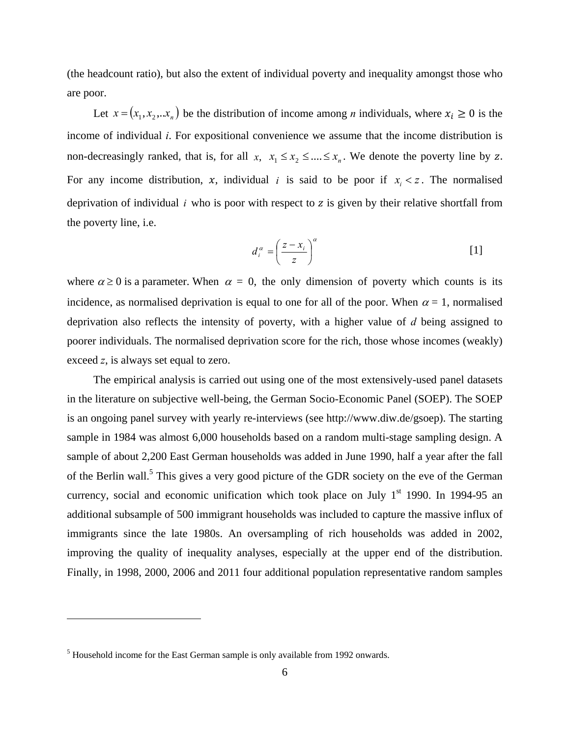(the headcount ratio), but also the extent of individual poverty and inequality amongst those who are poor.

Let $x = (x_1, x_2, ..x_n)$ be the distribution of income among *n* individuals, where $x_i \geq 0$ is the income of individual *i*. For expositional convenience we assume that the income distribution is non-decreasingly ranked, that is, for all $x$, $x_1 \leq x_2 \leq .... \leq x_n$. We denote the poverty line by $z$. For any income distribution, $x$, individual $i$ is said to be poor if $x_i < z$. The normalised deprivation of individual $i$ who is poor with respect to $z$ is given by their relative shortfall from the poverty line, i.e.

$$d_i^{\alpha} = \left( \frac{z - x_i}{z} \right)^{\alpha} \qquad [1]$$

where $\alpha \geq 0$ is a parameter. When $\alpha$ = 0, the only dimension of poverty which counts is its incidence, as normalised deprivation is equal to one for all of the poor. When $\alpha$ = 1, normalised deprivation also reflects the intensity of poverty, with a higher value of *d* being assigned to poorer individuals. The normalised deprivation score for the rich, those whose incomes (weakly) exceed *z*, is always set equal to zero.

The empirical analysis is carried out using one of the most extensively-used panel datasets in the literature on subjective well-being, the German Socio-Economic Panel (SOEP). The SOEP is an ongoing panel survey with yearly re-interviews (see http://www.diw.de/gsoep). The starting sample in 1984 was almost 6,000 households based on a random multi-stage sampling design. A sample of about 2,200 East German households was added in June 1990, half a year after the fall of the Berlin wall.[5] This gives a very good picture of the GDR society on the eve of the German currency, social and economic unification which took place on July 1st 1990. In 1994-95 an additional subsample of 500 immigrant households was included to capture the massive influx of immigrants since the late 1980s. An oversampling of rich households was added in 2002, improving the quality of inequality analyses, especially at the upper end of the distribution. Finally, in 1998, 2000, 2006 and 2011 four additional population representative random samples

---

[5] Household income for the East German sample is only available from 1992 onwards.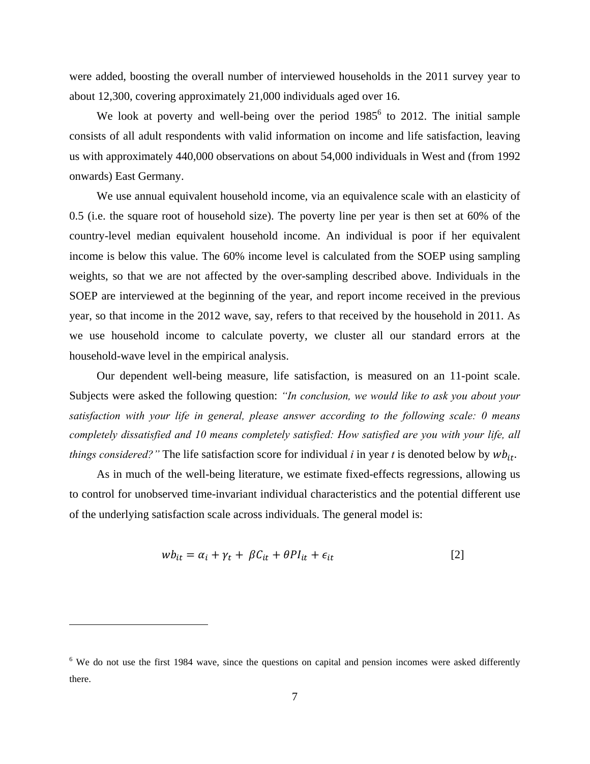were added, boosting the overall number of interviewed households in the 2011 survey year to about 12,300, covering approximately 21,000 individuals aged over 16.

We look at poverty and well-being over the period 1985[6] to 2012. The initial sample consists of all adult respondents with valid information on income and life satisfaction, leaving us with approximately 440,000 observations on about 54,000 individuals in West and (from 1992 onwards) East Germany.

We use annual equivalent household income, via an equivalence scale with an elasticity of 0.5 (i.e. the square root of household size). The poverty line per year is then set at 60% of the country-level median equivalent household income. An individual is poor if her equivalent income is below this value. The 60% income level is calculated from the SOEP using sampling weights, so that we are not affected by the over-sampling described above. Individuals in the SOEP are interviewed at the beginning of the year, and report income received in the previous year, so that income in the 2012 wave, say, refers to that received by the household in 2011. As we use household income to calculate poverty, we cluster all our standard errors at the household-wave level in the empirical analysis.

Our dependent well-being measure, life satisfaction, is measured on an 11-point scale. Subjects were asked the following question: *"In conclusion, we would like to ask you about your satisfaction with your life in general, please answer according to the following scale: 0 means completely dissatisfied and 10 means completely satisfied: How satisfied are you with your life, all things considered?"* The life satisfaction score for individual *i* in year *t* is denoted below by $wb_{it}$.

As in much of the well-being literature, we estimate fixed-effects regressions, allowing us to control for unobserved time-invariant individual characteristics and the potential different use of the underlying satisfaction scale across individuals. The general model is:

$$wb_{it} = \alpha_i + \gamma_t + \beta C_{it} + \theta PI_{it} + \epsilon_{it} \qquad [2]$$

---

[6] We do not use the first 1984 wave, since the questions on capital and pension incomes were asked differently there.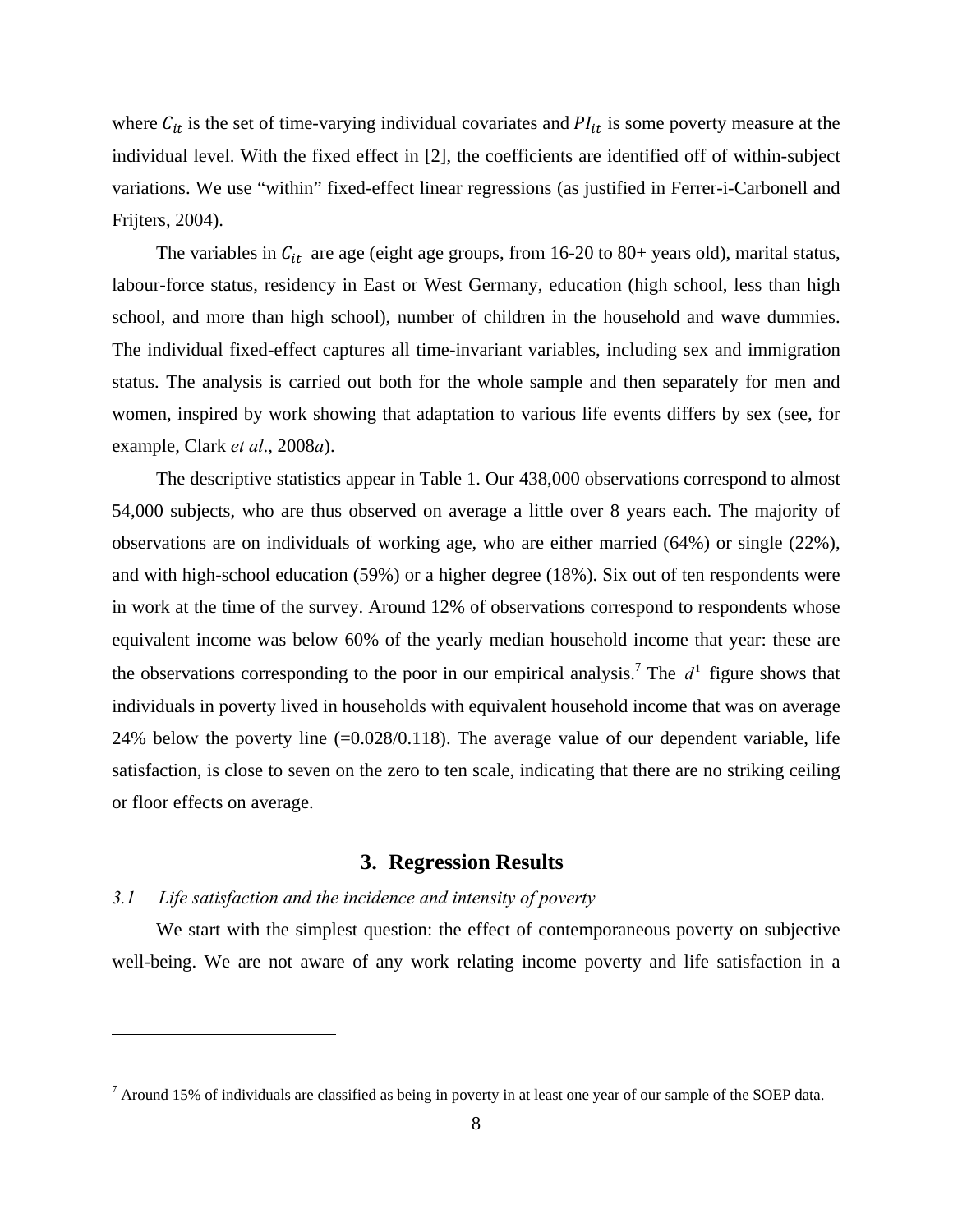where $C_{it}$ is the set of time-varying individual covariates and $PI_{it}$ is some poverty measure at the individual level. With the fixed effect in [2], the coefficients are identified off of within-subject variations. We use "within" fixed-effect linear regressions (as justified in Ferrer-i-Carbonell and Frijters, 2004).

The variables in $C_{it}$ are age (eight age groups, from 16-20 to 80+ years old), marital status, labour-force status, residency in East or West Germany, education (high school, less than high school, and more than high school), number of children in the household and wave dummies. The individual fixed-effect captures all time-invariant variables, including sex and immigration status. The analysis is carried out both for the whole sample and then separately for men and women, inspired by work showing that adaptation to various life events differs by sex (see, for example, Clark *et al*., 2008*a*).

The descriptive statistics appear in Table 1. Our 438,000 observations correspond to almost 54,000 subjects, who are thus observed on average a little over 8 years each. The majority of observations are on individuals of working age, who are either married (64%) or single (22%), and with high-school education (59%) or a higher degree (18%). Six out of ten respondents were in work at the time of the survey. Around 12% of observations correspond to respondents whose equivalent income was below 60% of the yearly median household income that year: these are the observations corresponding to the poor in our empirical analysis.[7] The $d^1$ figure shows that individuals in poverty lived in households with equivalent household income that was on average 24% below the poverty line (=0.028/0.118). The average value of our dependent variable, life satisfaction, is close to seven on the zero to ten scale, indicating that there are no striking ceiling or floor effects on average.

## 3. Regression Results

### *3.1 Life satisfaction and the incidence and intensity of poverty*

We start with the simplest question: the effect of contemporaneous poverty on subjective well-being. We are not aware of any work relating income poverty and life satisfaction in a

[7] Around 15% of individuals are classified as being in poverty in at least one year of our sample of the SOEP data.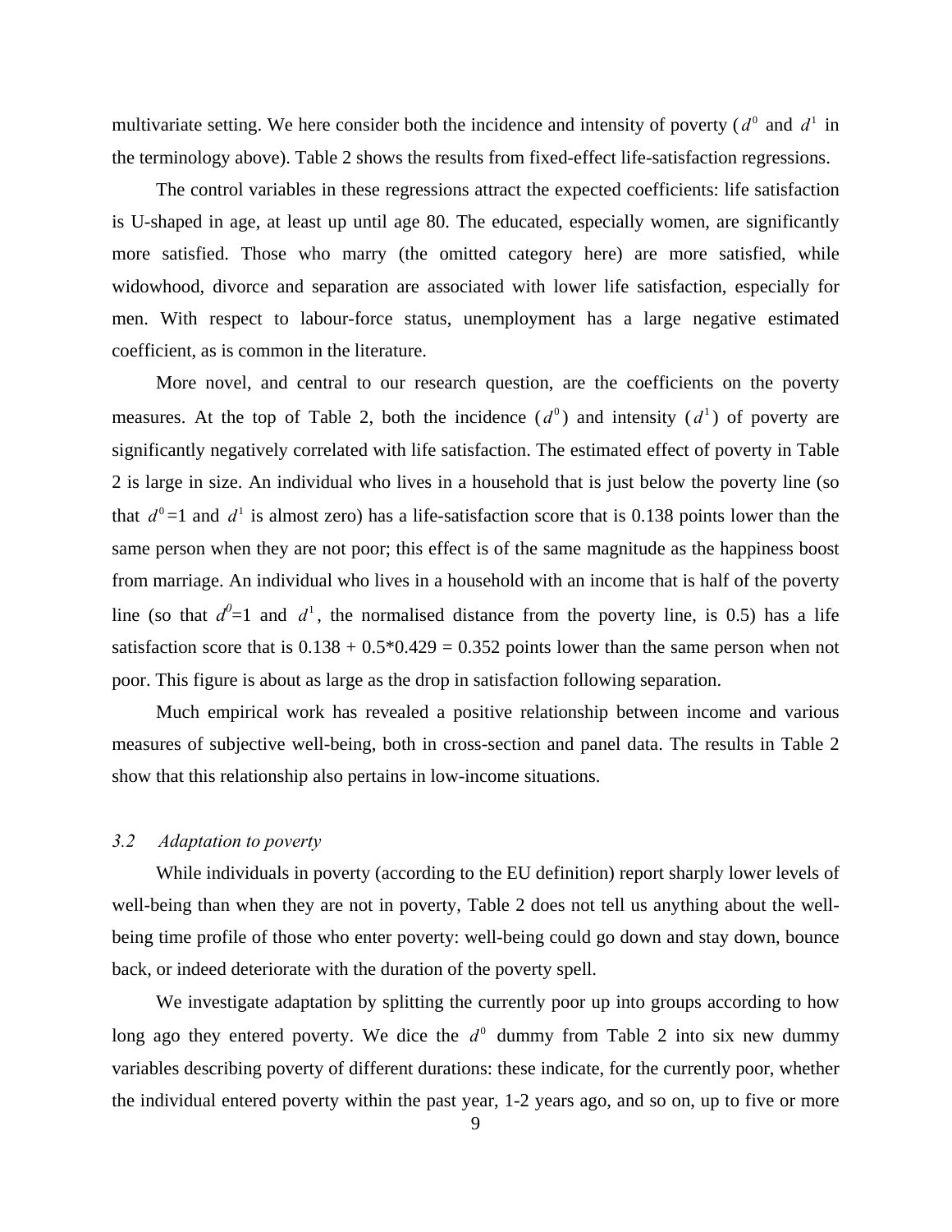multivariate setting. We here consider both the incidence and intensity of poverty ($d^0$ and $d^1$ in the terminology above). Table 2 shows the results from fixed-effect life-satisfaction regressions.

The control variables in these regressions attract the expected coefficients: life satisfaction is U-shaped in age, at least up until age 80. The educated, especially women, are significantly more satisfied. Those who marry (the omitted category here) are more satisfied, while widowhood, divorce and separation are associated with lower life satisfaction, especially for men. With respect to labour-force status, unemployment has a large negative estimated coefficient, as is common in the literature.

More novel, and central to our research question, are the coefficients on the poverty measures. At the top of Table 2, both the incidence ($d^0$) and intensity ($d^1$) of poverty are significantly negatively correlated with life satisfaction. The estimated effect of poverty in Table 2 is large in size. An individual who lives in a household that is just below the poverty line (so that $d^0$=1 and $d^1$ is almost zero) has a life-satisfaction score that is 0.138 points lower than the same person when they are not poor; this effect is of the same magnitude as the happiness boost from marriage. An individual who lives in a household with an income that is half of the poverty line (so that $d^0$=1 and $d^1$, the normalised distance from the poverty line, is 0.5) has a life satisfaction score that is 0.138 + 0.5*0.429 = 0.352 points lower than the same person when not poor. This figure is about as large as the drop in satisfaction following separation.

Much empirical work has revealed a positive relationship between income and various measures of subjective well-being, both in cross-section and panel data. The results in Table 2 show that this relationship also pertains in low-income situations.

### *3.2 Adaptation to poverty*

While individuals in poverty (according to the EU definition) report sharply lower levels of well-being than when they are not in poverty, Table 2 does not tell us anything about the well-being time profile of those who enter poverty: well-being could go down and stay down, bounce back, or indeed deteriorate with the duration of the poverty spell.

We investigate adaptation by splitting the currently poor up into groups according to how long ago they entered poverty. We dice the $d^0$ dummy from Table 2 into six new dummy variables describing poverty of different durations: these indicate, for the currently poor, whether the individual entered poverty within the past year, 1-2 years ago, and so on, up to five or more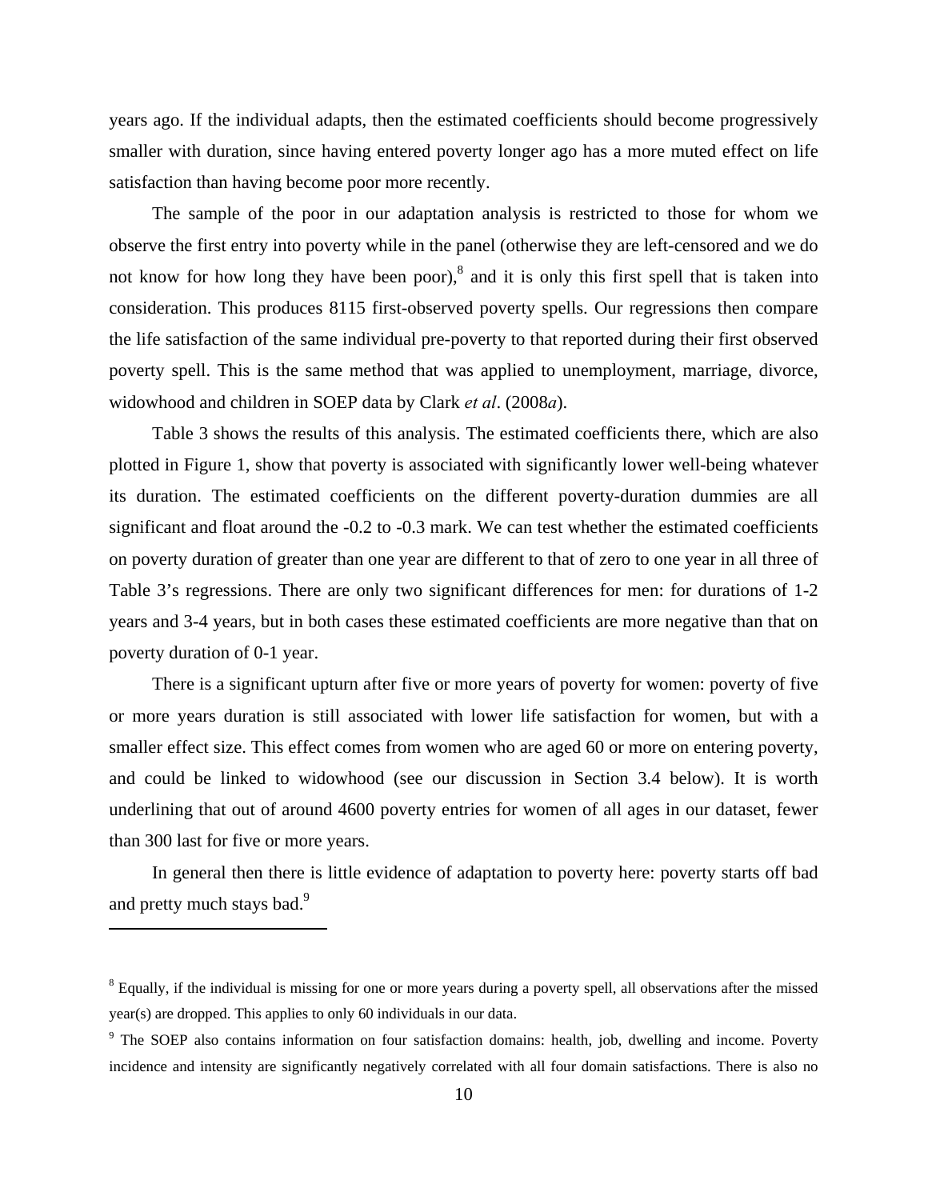years ago. If the individual adapts, then the estimated coefficients should become progressively smaller with duration, since having entered poverty longer ago has a more muted effect on life satisfaction than having become poor more recently.

The sample of the poor in our adaptation analysis is restricted to those for whom we observe the first entry into poverty while in the panel (otherwise they are left-censored and we do not know for how long they have been poor),[8] and it is only this first spell that is taken into consideration. This produces 8115 first-observed poverty spells. Our regressions then compare the life satisfaction of the same individual pre-poverty to that reported during their first observed poverty spell. This is the same method that was applied to unemployment, marriage, divorce, widowhood and children in SOEP data by Clark *et al*. (2008*a*).

Table 3 shows the results of this analysis. The estimated coefficients there, which are also plotted in Figure 1, show that poverty is associated with significantly lower well-being whatever its duration. The estimated coefficients on the different poverty-duration dummies are all significant and float around the -0.2 to -0.3 mark. We can test whether the estimated coefficients on poverty duration of greater than one year are different to that of zero to one year in all three of Table 3's regressions. There are only two significant differences for men: for durations of 1-2 years and 3-4 years, but in both cases these estimated coefficients are more negative than that on poverty duration of 0-1 year.

There is a significant upturn after five or more years of poverty for women: poverty of five or more years duration is still associated with lower life satisfaction for women, but with a smaller effect size. This effect comes from women who are aged 60 or more on entering poverty, and could be linked to widowhood (see our discussion in Section 3.4 below). It is worth underlining that out of around 4600 poverty entries for women of all ages in our dataset, fewer than 300 last for five or more years.

In general then there is little evidence of adaptation to poverty here: poverty starts off bad and pretty much stays bad.[9]

---

[8] Equally, if the individual is missing for one or more years during a poverty spell, all observations after the missed year(s) are dropped. This applies to only 60 individuals in our data.

[9] The SOEP also contains information on four satisfaction domains: health, job, dwelling and income. Poverty incidence and intensity are significantly negatively correlated with all four domain satisfactions. There is also no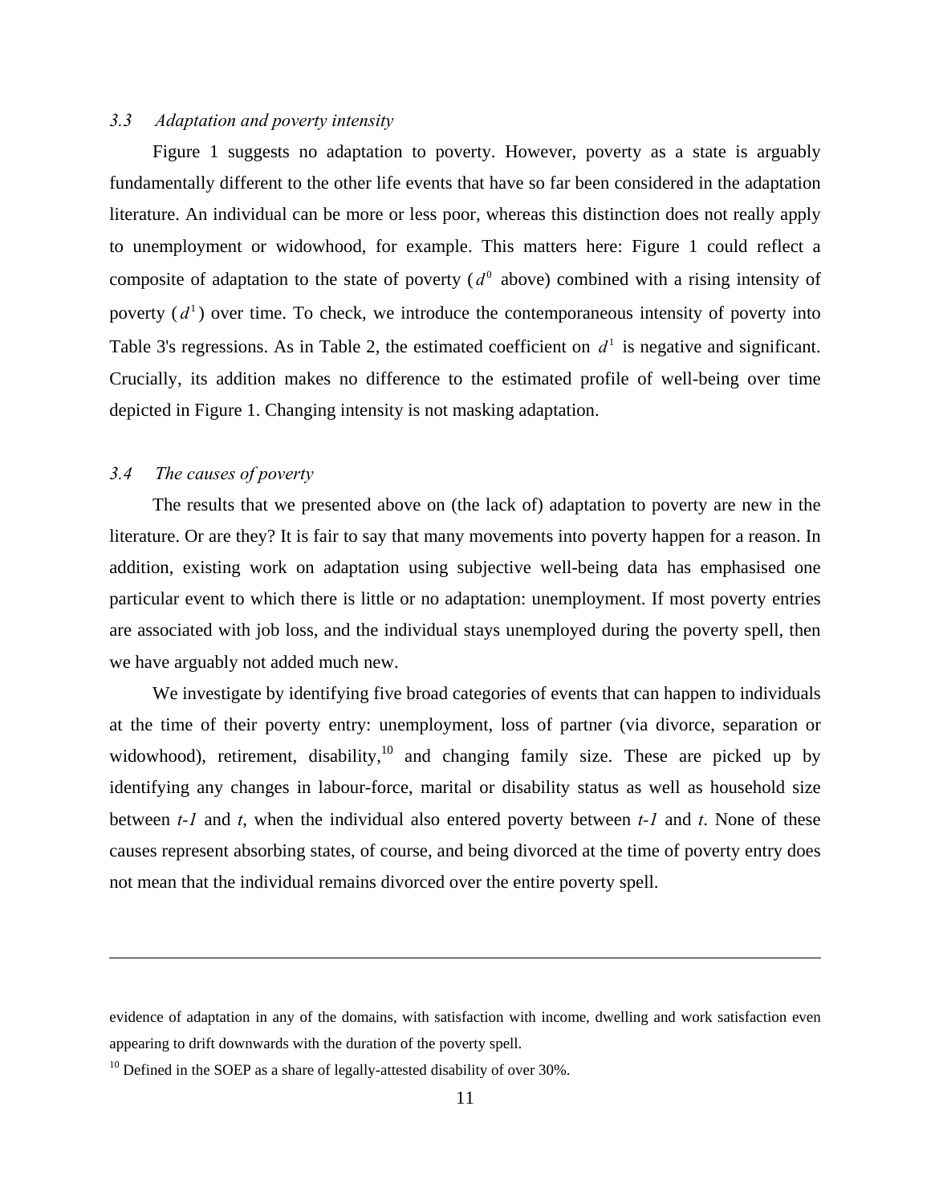### 3.3 Adaptation and poverty intensity

Figure 1 suggests no adaptation to poverty. However, poverty as a state is arguably fundamentally different to the other life events that have so far been considered in the adaptation literature. An individual can be more or less poor, whereas this distinction does not really apply to unemployment or widowhood, for example. This matters here: Figure 1 could reflect a composite of adaptation to the state of poverty ($d^0$ above) combined with a rising intensity of poverty ($d^1$) over time. To check, we introduce the contemporaneous intensity of poverty into Table 3's regressions. As in Table 2, the estimated coefficient on $d^1$ is negative and significant. Crucially, its addition makes no difference to the estimated profile of well-being over time depicted in Figure 1. Changing intensity is not masking adaptation.

### 3.4 The causes of poverty

The results that we presented above on (the lack of) adaptation to poverty are new in the literature. Or are they? It is fair to say that many movements into poverty happen for a reason. In addition, existing work on adaptation using subjective well-being data has emphasised one particular event to which there is little or no adaptation: unemployment. If most poverty entries are associated with job loss, and the individual stays unemployed during the poverty spell, then we have arguably not added much new.

We investigate by identifying five broad categories of events that can happen to individuals at the time of their poverty entry: unemployment, loss of partner (via divorce, separation or widowhood), retirement, disability,[10] and changing family size. These are picked up by identifying any changes in labour-force, marital or disability status as well as household size between *t-1* and *t*, when the individual also entered poverty between *t-1* and *t*. None of these causes represent absorbing states, of course, and being divorced at the time of poverty entry does not mean that the individual remains divorced over the entire poverty spell.

---

evidence of adaptation in any of the domains, with satisfaction with income, dwelling and work satisfaction even appearing to drift downwards with the duration of the poverty spell.

[10] Defined in the SOEP as a share of legally-attested disability of over 30%.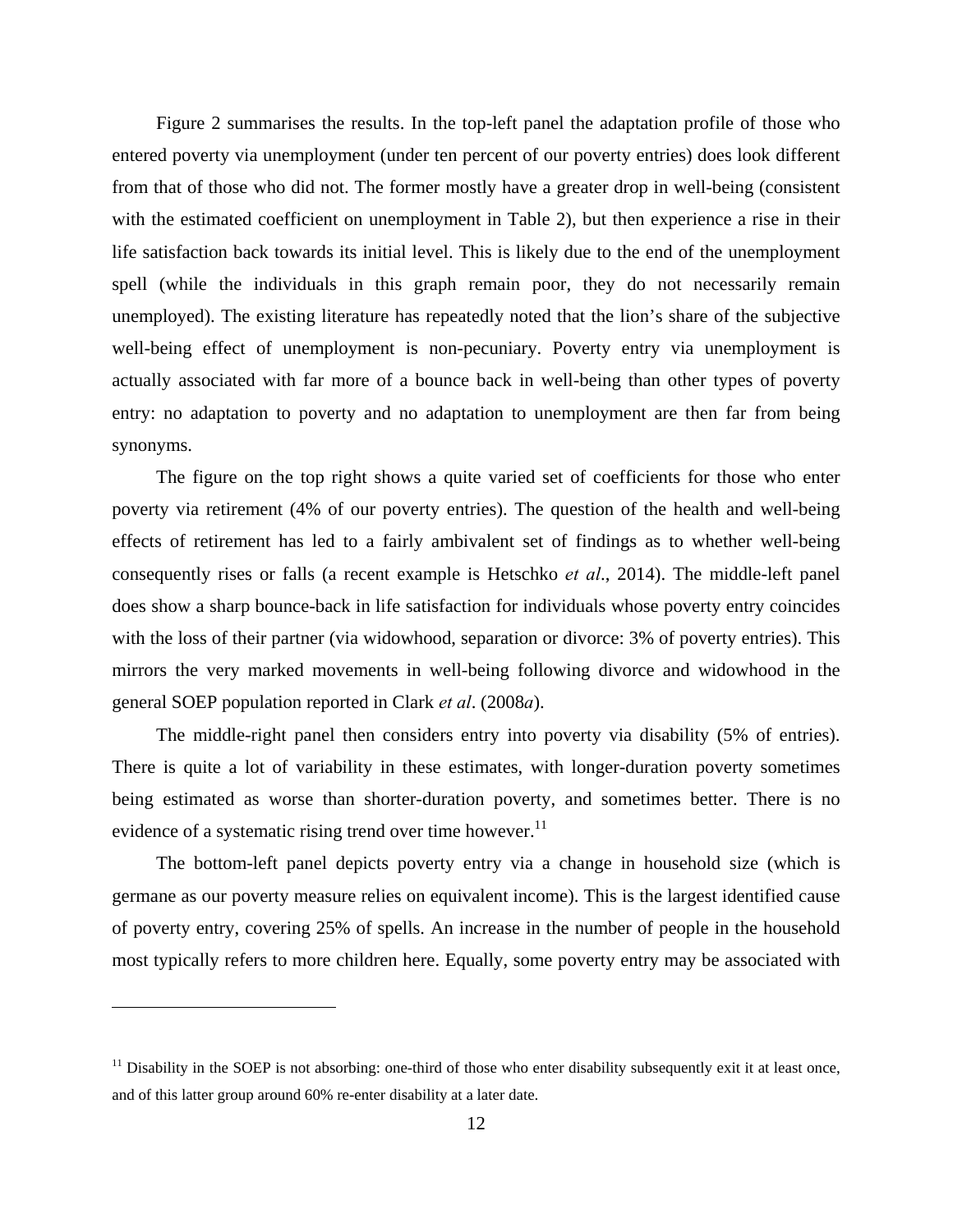Figure 2 summarises the results. In the top-left panel the adaptation profile of those who entered poverty via unemployment (under ten percent of our poverty entries) does look different from that of those who did not. The former mostly have a greater drop in well-being (consistent with the estimated coefficient on unemployment in Table 2), but then experience a rise in their life satisfaction back towards its initial level. This is likely due to the end of the unemployment spell (while the individuals in this graph remain poor, they do not necessarily remain unemployed). The existing literature has repeatedly noted that the lion's share of the subjective well-being effect of unemployment is non-pecuniary. Poverty entry via unemployment is actually associated with far more of a bounce back in well-being than other types of poverty entry: no adaptation to poverty and no adaptation to unemployment are then far from being synonyms.

The figure on the top right shows a quite varied set of coefficients for those who enter poverty via retirement (4% of our poverty entries). The question of the health and well-being effects of retirement has led to a fairly ambivalent set of findings as to whether well-being consequently rises or falls (a recent example is Hetschko *et al*., 2014). The middle-left panel does show a sharp bounce-back in life satisfaction for individuals whose poverty entry coincides with the loss of their partner (via widowhood, separation or divorce: 3% of poverty entries). This mirrors the very marked movements in well-being following divorce and widowhood in the general SOEP population reported in Clark *et al*. (2008*a*).

The middle-right panel then considers entry into poverty via disability (5% of entries). There is quite a lot of variability in these estimates, with longer-duration poverty sometimes being estimated as worse than shorter-duration poverty, and sometimes better. There is no evidence of a systematic rising trend over time however.[11]

The bottom-left panel depicts poverty entry via a change in household size (which is germane as our poverty measure relies on equivalent income). This is the largest identified cause of poverty entry, covering 25% of spells. An increase in the number of people in the household most typically refers to more children here. Equally, some poverty entry may be associated with

[11] Disability in the SOEP is not absorbing: one-third of those who enter disability subsequently exit it at least once, and of this latter group around 60% re-enter disability at a later date.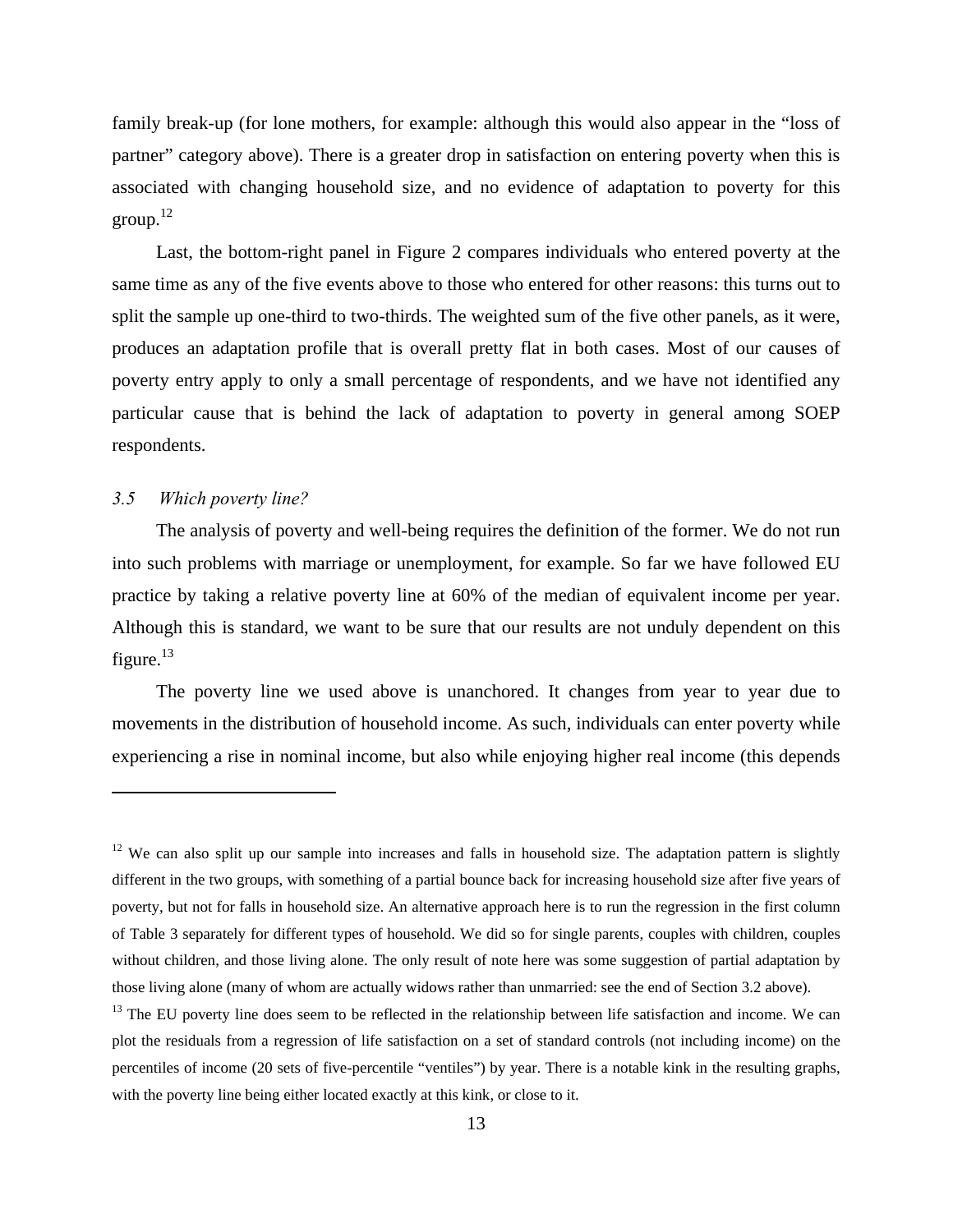family break-up (for lone mothers, for example: although this would also appear in the "loss of partner" category above). There is a greater drop in satisfaction on entering poverty when this is associated with changing household size, and no evidence of adaptation to poverty for this group.[12]

Last, the bottom-right panel in Figure 2 compares individuals who entered poverty at the same time as any of the five events above to those who entered for other reasons: this turns out to split the sample up one-third to two-thirds. The weighted sum of the five other panels, as it were, produces an adaptation profile that is overall pretty flat in both cases. Most of our causes of poverty entry apply to only a small percentage of respondents, and we have not identified any particular cause that is behind the lack of adaptation to poverty in general among SOEP respondents.

### *3.5 Which poverty line?*

The analysis of poverty and well-being requires the definition of the former. We do not run into such problems with marriage or unemployment, for example. So far we have followed EU practice by taking a relative poverty line at 60% of the median of equivalent income per year. Although this is standard, we want to be sure that our results are not unduly dependent on this figure.[13]

The poverty line we used above is unanchored. It changes from year to year due to movements in the distribution of household income. As such, individuals can enter poverty while experiencing a rise in nominal income, but also while enjoying higher real income (this depends

---

[12] We can also split up our sample into increases and falls in household size. The adaptation pattern is slightly different in the two groups, with something of a partial bounce back for increasing household size after five years of poverty, but not for falls in household size. An alternative approach here is to run the regression in the first column of Table 3 separately for different types of household. We did so for single parents, couples with children, couples without children, and those living alone. The only result of note here was some suggestion of partial adaptation by those living alone (many of whom are actually widows rather than unmarried: see the end of Section 3.2 above).

[13] The EU poverty line does seem to be reflected in the relationship between life satisfaction and income. We can plot the residuals from a regression of life satisfaction on a set of standard controls (not including income) on the percentiles of income (20 sets of five-percentile "ventiles") by year. There is a notable kink in the resulting graphs, with the poverty line being either located exactly at this kink, or close to it.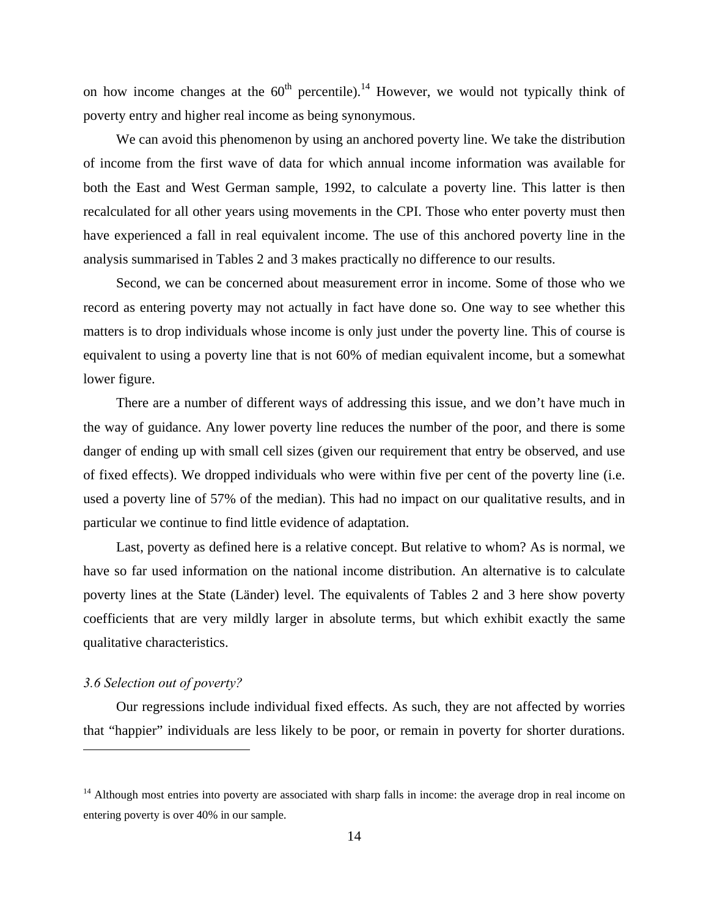on how income changes at the $60^{th}$ percentile).[14] However, we would not typically think of poverty entry and higher real income as being synonymous.

We can avoid this phenomenon by using an anchored poverty line. We take the distribution of income from the first wave of data for which annual income information was available for both the East and West German sample, 1992, to calculate a poverty line. This latter is then recalculated for all other years using movements in the CPI. Those who enter poverty must then have experienced a fall in real equivalent income. The use of this anchored poverty line in the analysis summarised in Tables 2 and 3 makes practically no difference to our results.

Second, we can be concerned about measurement error in income. Some of those who we record as entering poverty may not actually in fact have done so. One way to see whether this matters is to drop individuals whose income is only just under the poverty line. This of course is equivalent to using a poverty line that is not 60% of median equivalent income, but a somewhat lower figure.

There are a number of different ways of addressing this issue, and we don't have much in the way of guidance. Any lower poverty line reduces the number of the poor, and there is some danger of ending up with small cell sizes (given our requirement that entry be observed, and use of fixed effects). We dropped individuals who were within five per cent of the poverty line (i.e. used a poverty line of 57% of the median). This had no impact on our qualitative results, and in particular we continue to find little evidence of adaptation.

Last, poverty as defined here is a relative concept. But relative to whom? As is normal, we have so far used information on the national income distribution. An alternative is to calculate poverty lines at the State (Länder) level. The equivalents of Tables 2 and 3 here show poverty coefficients that are very mildly larger in absolute terms, but which exhibit exactly the same qualitative characteristics.

### *3.6 Selection out of poverty?*

Our regressions include individual fixed effects. As such, they are not affected by worries that "happier" individuals are less likely to be poor, or remain in poverty for shorter durations.

---

[14] Although most entries into poverty are associated with sharp falls in income: the average drop in real income on entering poverty is over 40% in our sample.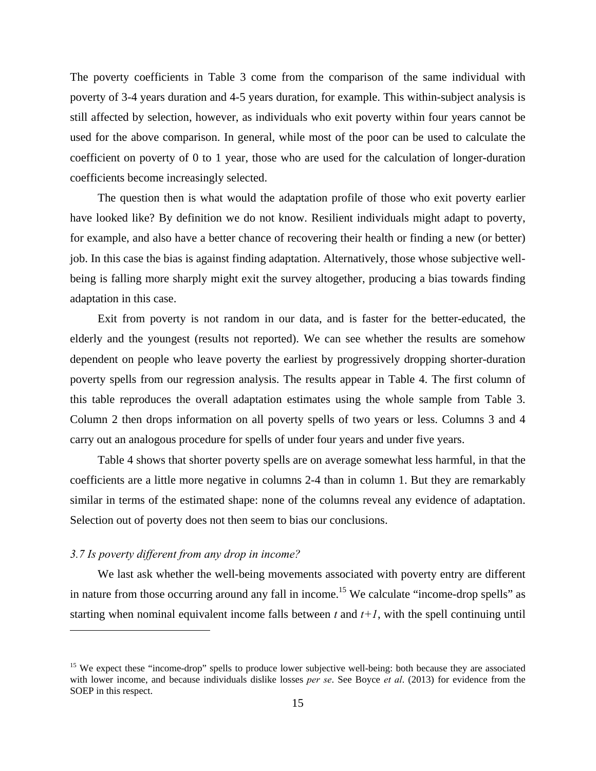The poverty coefficients in Table 3 come from the comparison of the same individual with poverty of 3-4 years duration and 4-5 years duration, for example. This within-subject analysis is still affected by selection, however, as individuals who exit poverty within four years cannot be used for the above comparison. In general, while most of the poor can be used to calculate the coefficient on poverty of 0 to 1 year, those who are used for the calculation of longer-duration coefficients become increasingly selected.

The question then is what would the adaptation profile of those who exit poverty earlier have looked like? By definition we do not know. Resilient individuals might adapt to poverty, for example, and also have a better chance of recovering their health or finding a new (or better) job. In this case the bias is against finding adaptation. Alternatively, those whose subjective well-being is falling more sharply might exit the survey altogether, producing a bias towards finding adaptation in this case.

Exit from poverty is not random in our data, and is faster for the better-educated, the elderly and the youngest (results not reported). We can see whether the results are somehow dependent on people who leave poverty the earliest by progressively dropping shorter-duration poverty spells from our regression analysis. The results appear in Table 4. The first column of this table reproduces the overall adaptation estimates using the whole sample from Table 3. Column 2 then drops information on all poverty spells of two years or less. Columns 3 and 4 carry out an analogous procedure for spells of under four years and under five years.

Table 4 shows that shorter poverty spells are on average somewhat less harmful, in that the coefficients are a little more negative in columns 2-4 than in column 1. But they are remarkably similar in terms of the estimated shape: none of the columns reveal any evidence of adaptation. Selection out of poverty does not then seem to bias our conclusions.

### *3.7 Is poverty different from any drop in income?*

We last ask whether the well-being movements associated with poverty entry are different in nature from those occurring around any fall in income.[15] We calculate "income-drop spells" as starting when nominal equivalent income falls between *t* and *t+1*, with the spell continuing until

---

[15] We expect these "income-drop" spells to produce lower subjective well-being: both because they are associated with lower income, and because individuals dislike losses *per se*. See Boyce *et al*. (2013) for evidence from the SOEP in this respect.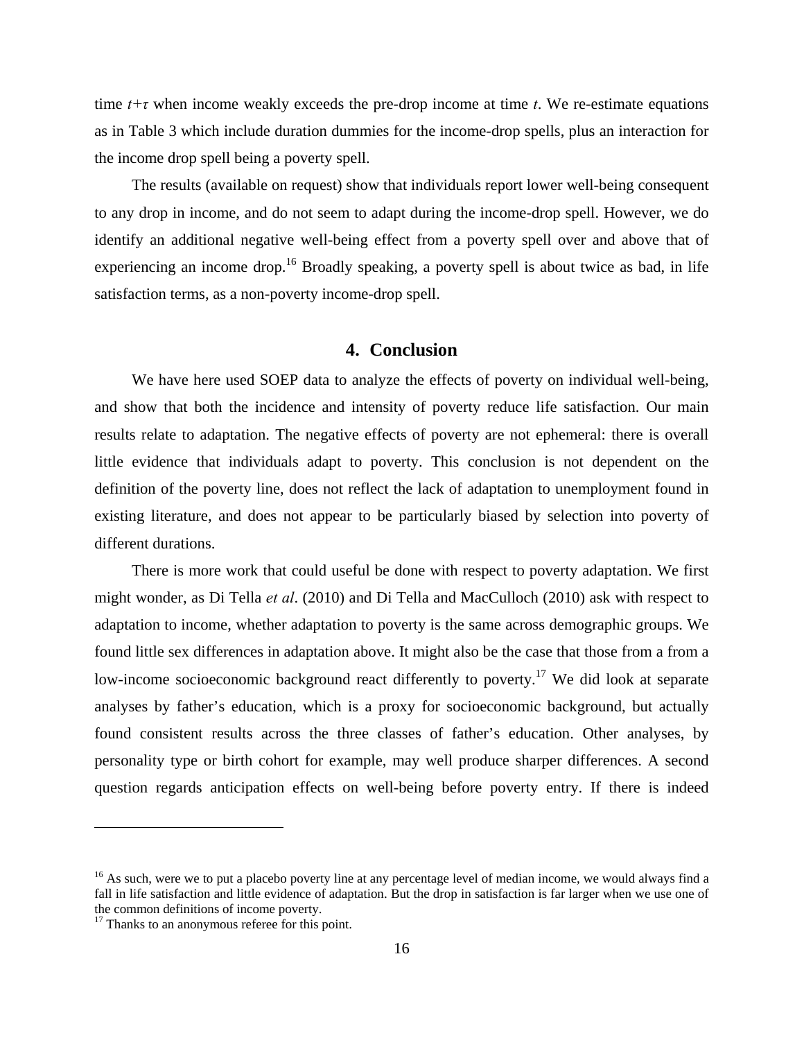time $t+\tau$ when income weakly exceeds the pre-drop income at time $t$. We re-estimate equations as in Table 3 which include duration dummies for the income-drop spells, plus an interaction for the income drop spell being a poverty spell.

The results (available on request) show that individuals report lower well-being consequent to any drop in income, and do not seem to adapt during the income-drop spell. However, we do identify an additional negative well-being effect from a poverty spell over and above that of experiencing an income drop.[16] Broadly speaking, a poverty spell is about twice as bad, in life satisfaction terms, as a non-poverty income-drop spell.

## 4. Conclusion

We have here used SOEP data to analyze the effects of poverty on individual well-being, and show that both the incidence and intensity of poverty reduce life satisfaction. Our main results relate to adaptation. The negative effects of poverty are not ephemeral: there is overall little evidence that individuals adapt to poverty. This conclusion is not dependent on the definition of the poverty line, does not reflect the lack of adaptation to unemployment found in existing literature, and does not appear to be particularly biased by selection into poverty of different durations.

There is more work that could useful be done with respect to poverty adaptation. We first might wonder, as Di Tella *et al*. (2010) and Di Tella and MacCulloch (2010) ask with respect to adaptation to income, whether adaptation to poverty is the same across demographic groups. We found little sex differences in adaptation above. It might also be the case that those from a from a low-income socioeconomic background react differently to poverty.[17] We did look at separate analyses by father's education, which is a proxy for socioeconomic background, but actually found consistent results across the three classes of father's education. Other analyses, by personality type or birth cohort for example, may well produce sharper differences. A second question regards anticipation effects on well-being before poverty entry. If there is indeed

---

[16] As such, were we to put a placebo poverty line at any percentage level of median income, we would always find a fall in life satisfaction and little evidence of adaptation. But the drop in satisfaction is far larger when we use one of the common definitions of income poverty.

[17] Thanks to an anonymous referee for this point.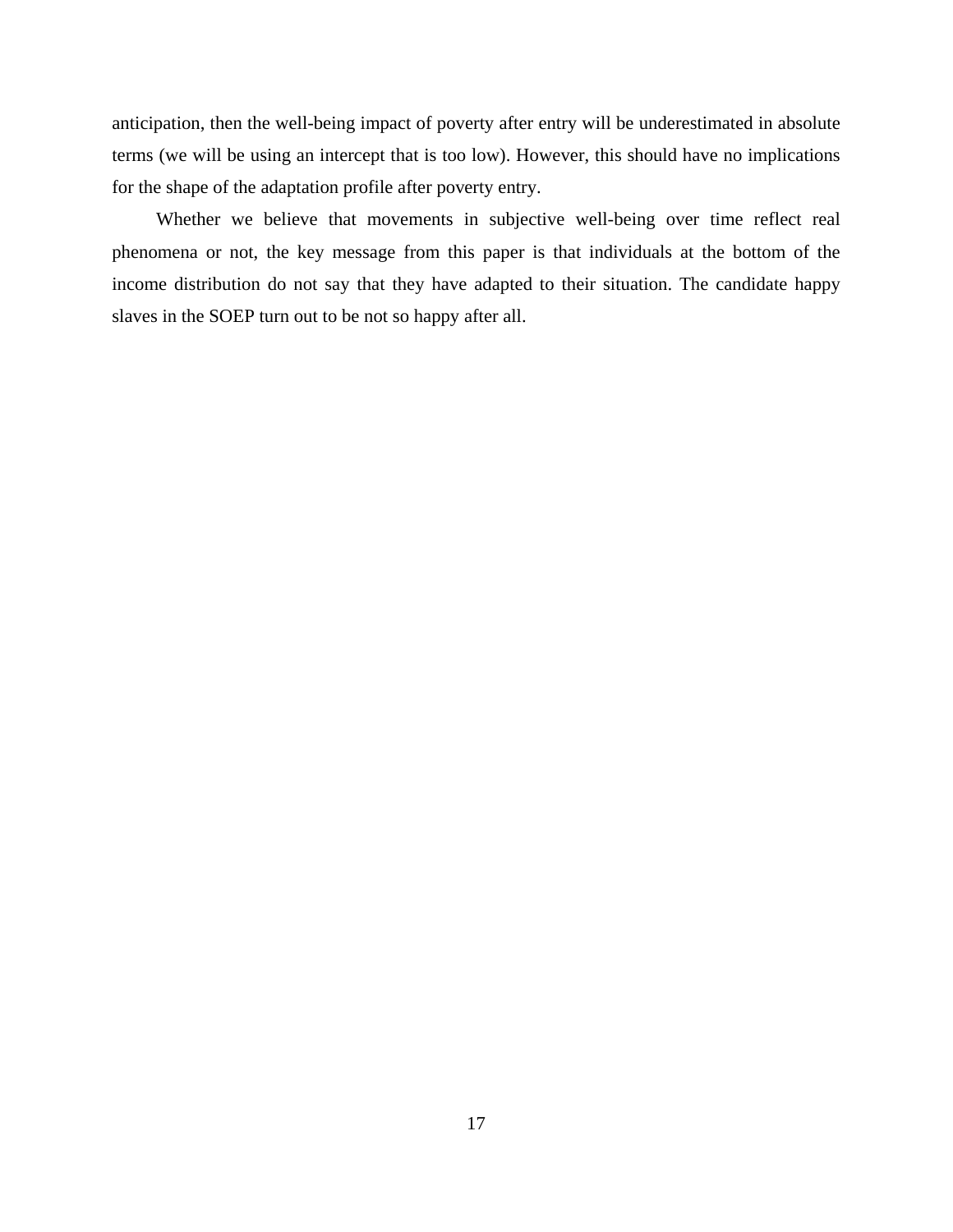anticipation, then the well-being impact of poverty after entry will be underestimated in absolute terms (we will be using an intercept that is too low). However, this should have no implications for the shape of the adaptation profile after poverty entry.

Whether we believe that movements in subjective well-being over time reflect real phenomena or not, the key message from this paper is that individuals at the bottom of the income distribution do not say that they have adapted to their situation. The candidate happy slaves in the SOEP turn out to be not so happy after all.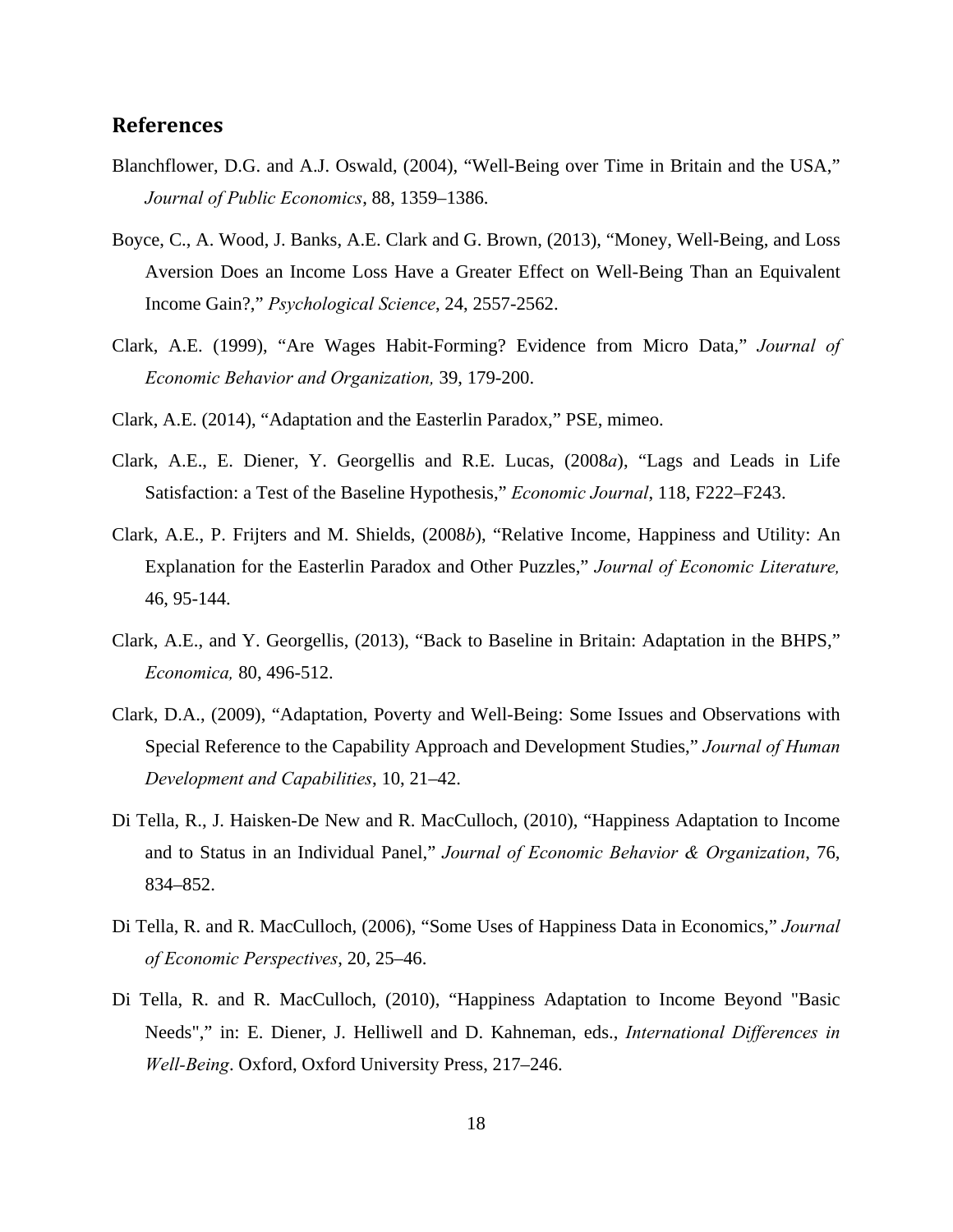## References

Blanchflower, D.G. and A.J. Oswald, (2004), "Well-Being over Time in Britain and the USA," *Journal of Public Economics*, 88, 1359–1386.

Boyce, C., A. Wood, J. Banks, A.E. Clark and G. Brown, (2013), "Money, Well-Being, and Loss Aversion Does an Income Loss Have a Greater Effect on Well-Being Than an Equivalent Income Gain?," *Psychological Science*, 24, 2557-2562.

Clark, A.E. (1999), "Are Wages Habit-Forming? Evidence from Micro Data," *Journal of Economic Behavior and Organization,* 39, 179-200.

Clark, A.E. (2014), "Adaptation and the Easterlin Paradox," PSE, mimeo.

Clark, A.E., E. Diener, Y. Georgellis and R.E. Lucas, (2008*a*), "Lags and Leads in Life Satisfaction: a Test of the Baseline Hypothesis," *Economic Journal*, 118, F222–F243.

Clark, A.E., P. Frijters and M. Shields, (2008*b*), "Relative Income, Happiness and Utility: An Explanation for the Easterlin Paradox and Other Puzzles," *Journal of Economic Literature,* 46, 95-144.

Clark, A.E., and Y. Georgellis, (2013), "Back to Baseline in Britain: Adaptation in the BHPS," *Economica,* 80, 496-512.

Clark, D.A., (2009), "Adaptation, Poverty and Well-Being: Some Issues and Observations with Special Reference to the Capability Approach and Development Studies," *Journal of Human Development and Capabilities*, 10, 21–42.

Di Tella, R., J. Haisken-De New and R. MacCulloch, (2010), "Happiness Adaptation to Income and to Status in an Individual Panel," *Journal of Economic Behavior & Organization*, 76, 834–852.

Di Tella, R. and R. MacCulloch, (2006), "Some Uses of Happiness Data in Economics," *Journal of Economic Perspectives*, 20, 25–46.

Di Tella, R. and R. MacCulloch, (2010), "Happiness Adaptation to Income Beyond "Basic Needs"," in: E. Diener, J. Helliwell and D. Kahneman, eds., *International Differences in Well-Being*. Oxford, Oxford University Press, 217–246.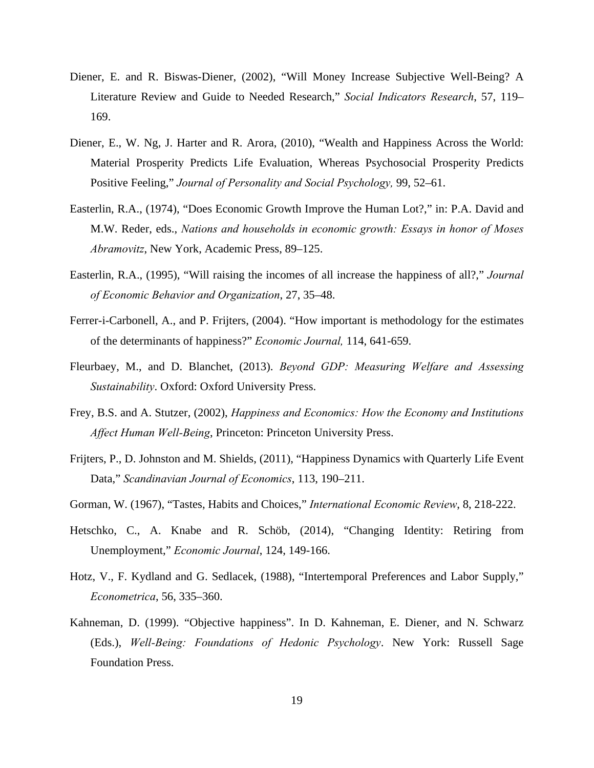Diener, E. and R. Biswas-Diener, (2002), "Will Money Increase Subjective Well-Being? A Literature Review and Guide to Needed Research," *Social Indicators Research*, 57, 119–169.

Diener, E., W. Ng, J. Harter and R. Arora, (2010), "Wealth and Happiness Across the World: Material Prosperity Predicts Life Evaluation, Whereas Psychosocial Prosperity Predicts Positive Feeling," *Journal of Personality and Social Psychology,* 99, 52–61.

Easterlin, R.A., (1974), "Does Economic Growth Improve the Human Lot?," in: P.A. David and M.W. Reder, eds., *Nations and households in economic growth: Essays in honor of Moses Abramovitz*, New York, Academic Press, 89–125.

Easterlin, R.A., (1995), "Will raising the incomes of all increase the happiness of all?," *Journal of Economic Behavior and Organization*, 27, 35–48.

Ferrer-i-Carbonell, A., and P. Frijters, (2004). "How important is methodology for the estimates of the determinants of happiness?" *Economic Journal,* 114, 641-659.

Fleurbaey, M., and D. Blanchet, (2013). *Beyond GDP: Measuring Welfare and Assessing Sustainability*. Oxford: Oxford University Press.

Frey, B.S. and A. Stutzer, (2002), *Happiness and Economics: How the Economy and Institutions Affect Human Well-Being*, Princeton: Princeton University Press.

Frijters, P., D. Johnston and M. Shields, (2011), "Happiness Dynamics with Quarterly Life Event Data," *Scandinavian Journal of Economics*, 113, 190–211.

Gorman, W. (1967), "Tastes, Habits and Choices," *International Economic Review*, 8, 218-222.

Hetschko, C., A. Knabe and R. Schöb, (2014), "Changing Identity: Retiring from Unemployment," *Economic Journal*, 124, 149-166.

Hotz, V., F. Kydland and G. Sedlacek, (1988), "Intertemporal Preferences and Labor Supply," *Econometrica*, 56, 335–360.

Kahneman, D. (1999). "Objective happiness". In D. Kahneman, E. Diener, and N. Schwarz (Eds.), *Well-Being: Foundations of Hedonic Psychology*. New York: Russell Sage Foundation Press.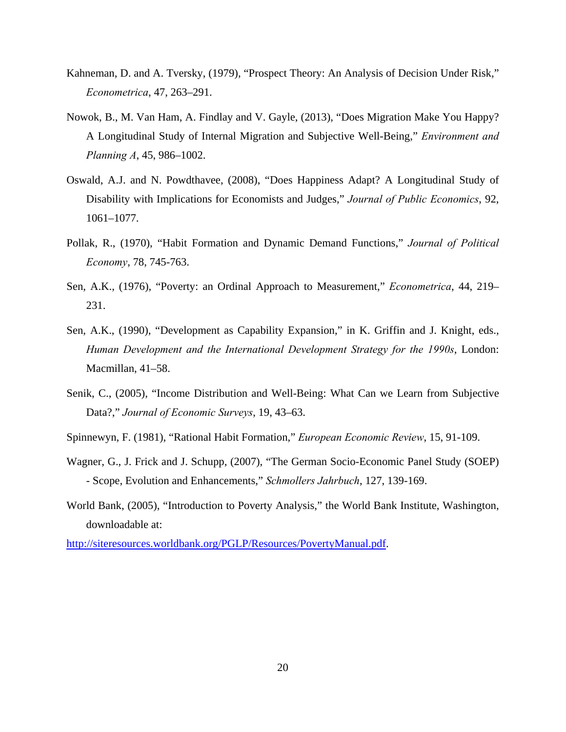Kahneman, D. and A. Tversky, (1979), "Prospect Theory: An Analysis of Decision Under Risk," *Econometrica*, 47, 263–291.

Nowok, B., M. Van Ham, A. Findlay and V. Gayle, (2013), "Does Migration Make You Happy? A Longitudinal Study of Internal Migration and Subjective Well-Being," *Environment and Planning A*, 45, 986–1002.

Oswald, A.J. and N. Powdthavee, (2008), "Does Happiness Adapt? A Longitudinal Study of Disability with Implications for Economists and Judges," *Journal of Public Economics*, 92, 1061–1077.

Pollak, R., (1970), "Habit Formation and Dynamic Demand Functions," *Journal of Political Economy*, 78, 745-763.

Sen, A.K., (1976), "Poverty: an Ordinal Approach to Measurement," *Econometrica*, 44, 219–231.

Sen, A.K., (1990), "Development as Capability Expansion," in K. Griffin and J. Knight, eds., *Human Development and the International Development Strategy for the 1990s*, London: Macmillan, 41–58.

Senik, C., (2005), "Income Distribution and Well-Being: What Can we Learn from Subjective Data?," *Journal of Economic Surveys*, 19, 43–63.

Spinnewyn, F. (1981), "Rational Habit Formation," *European Economic Review*, 15, 91-109.

Wagner, G., J. Frick and J. Schupp, (2007), "The German Socio-Economic Panel Study (SOEP) - Scope, Evolution and Enhancements," *Schmollers Jahrbuch*, 127, 139-169.

World Bank, (2005), "Introduction to Poverty Analysis," the World Bank Institute, Washington, downloadable at:

http://siteresources.worldbank.org/PGLP/Resources/PovertyManual.pdf.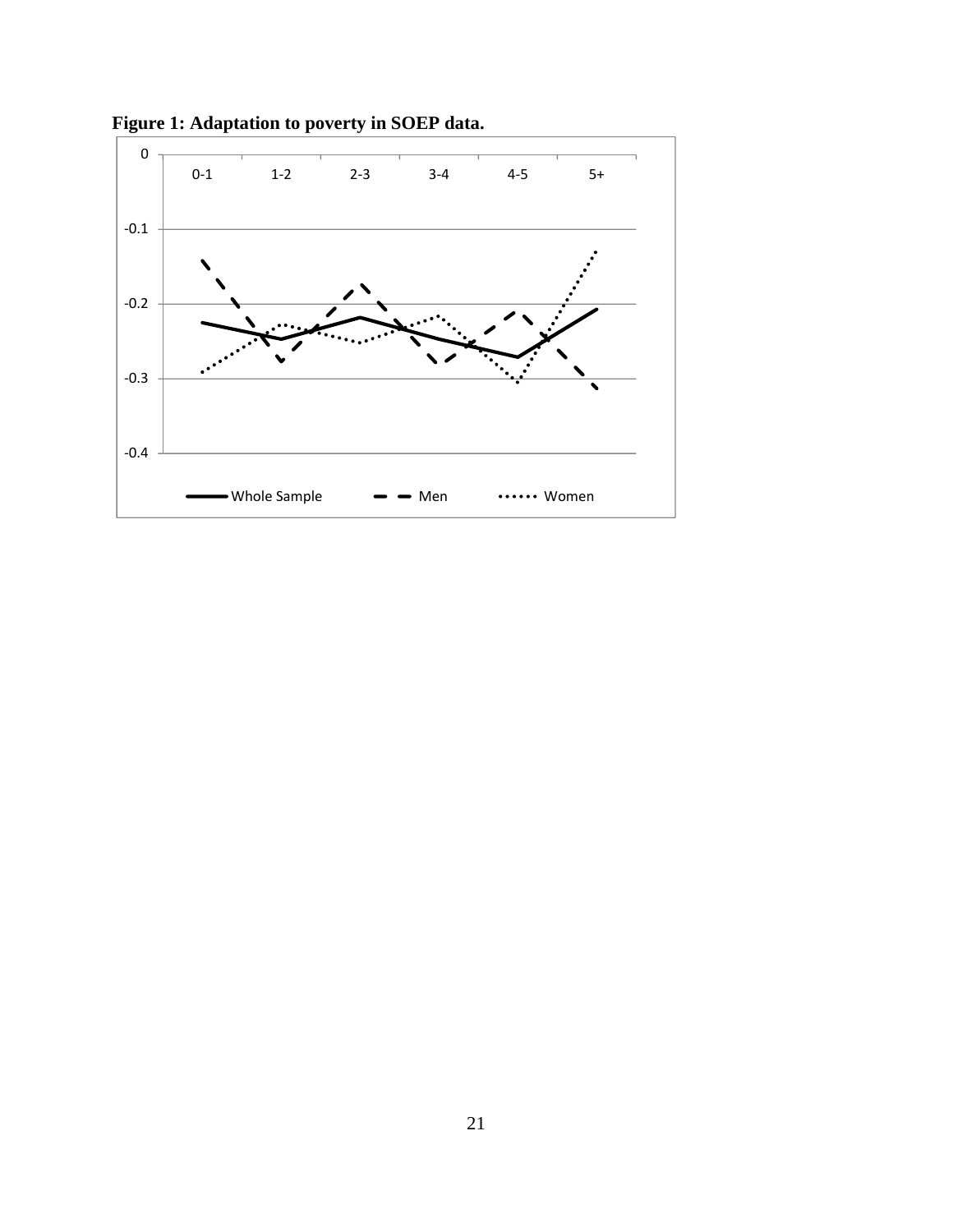**Figure 1: Adaptation to poverty in SOEP data.**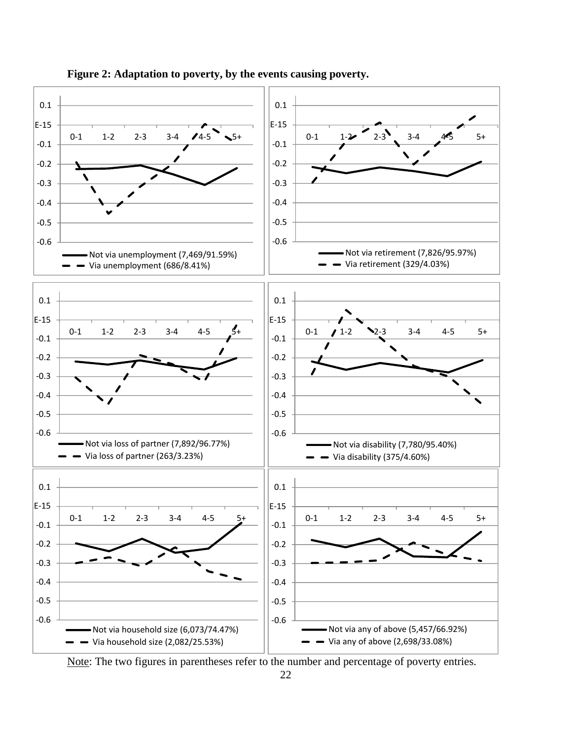**Figure 2: Adaptation to poverty, by the events causing poverty.**

Note: The two figures in parentheses refer to the number and percentage of poverty entries.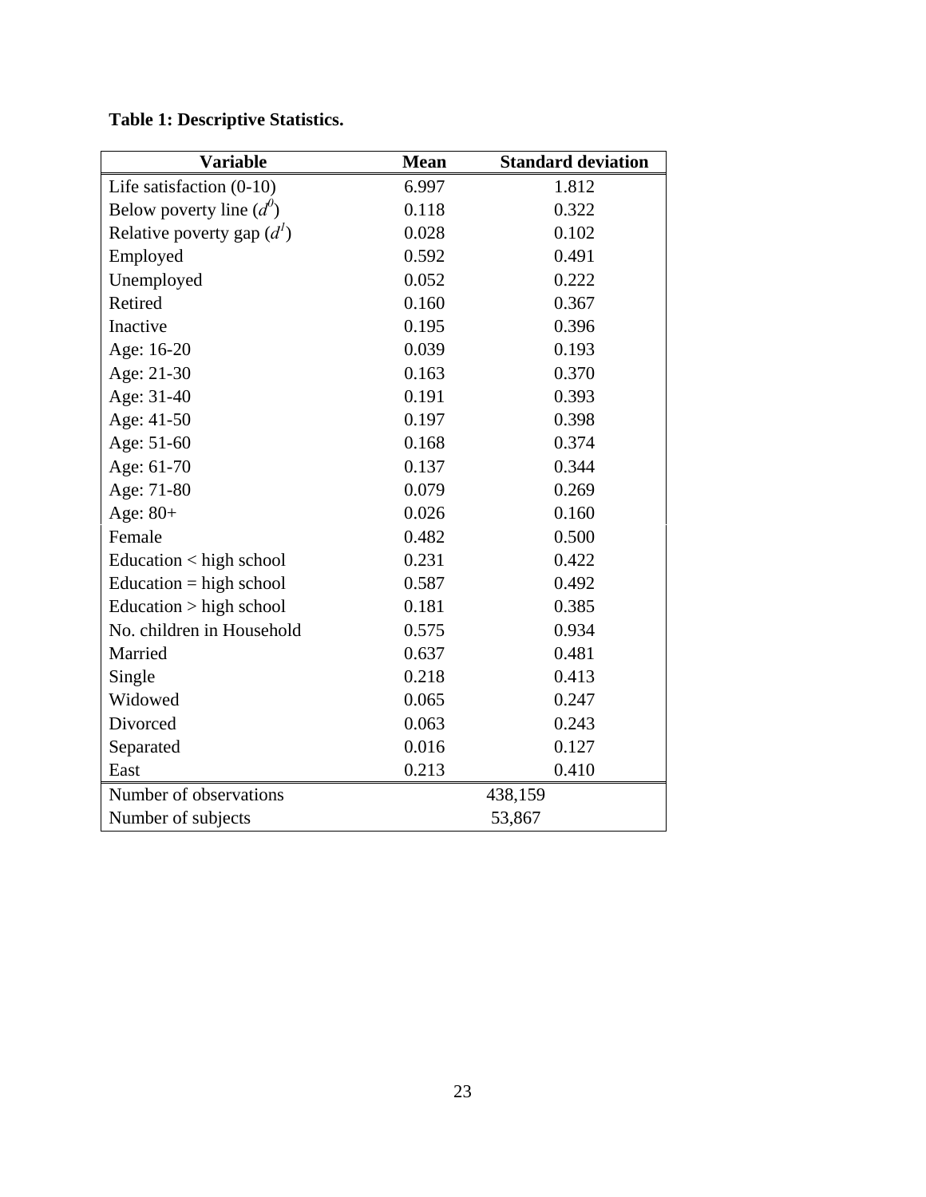**Table 1: Descriptive Statistics.**

| Variable | Mean | Standard deviation |
|---|---|---|
| Life satisfaction (0-10) | 6.997 | 1.812 |
| Below poverty line ($d^0$) | 0.118 | 0.322 |
| Relative poverty gap ($d^1$) | 0.028 | 0.102 |
| Employed | 0.592 | 0.491 |
| Unemployed | 0.052 | 0.222 |
| Retired | 0.160 | 0.367 |
| Inactive | 0.195 | 0.396 |
| Age: 16-20 | 0.039 | 0.193 |
| Age: 21-30 | 0.163 | 0.370 |
| Age: 31-40 | 0.191 | 0.393 |
| Age: 41-50 | 0.197 | 0.398 |
| Age: 51-60 | 0.168 | 0.374 |
| Age: 61-70 | 0.137 | 0.344 |
| Age: 71-80 | 0.079 | 0.269 |
| Age: 80+ | 0.026 | 0.160 |
| Female | 0.482 | 0.500 |
| Education < high school | 0.231 | 0.422 |
| Education = high school | 0.587 | 0.492 |
| Education > high school | 0.181 | 0.385 |
| No. children in Household | 0.575 | 0.934 |
| Married | 0.637 | 0.481 |
| Single | 0.218 | 0.413 |
| Widowed | 0.065 | 0.247 |
| Divorced | 0.063 | 0.243 |
| Separated | 0.016 | 0.127 |
| East | 0.213 | 0.410 |
| Number of observations | 438,159 | |
| Number of subjects | 53,867 | |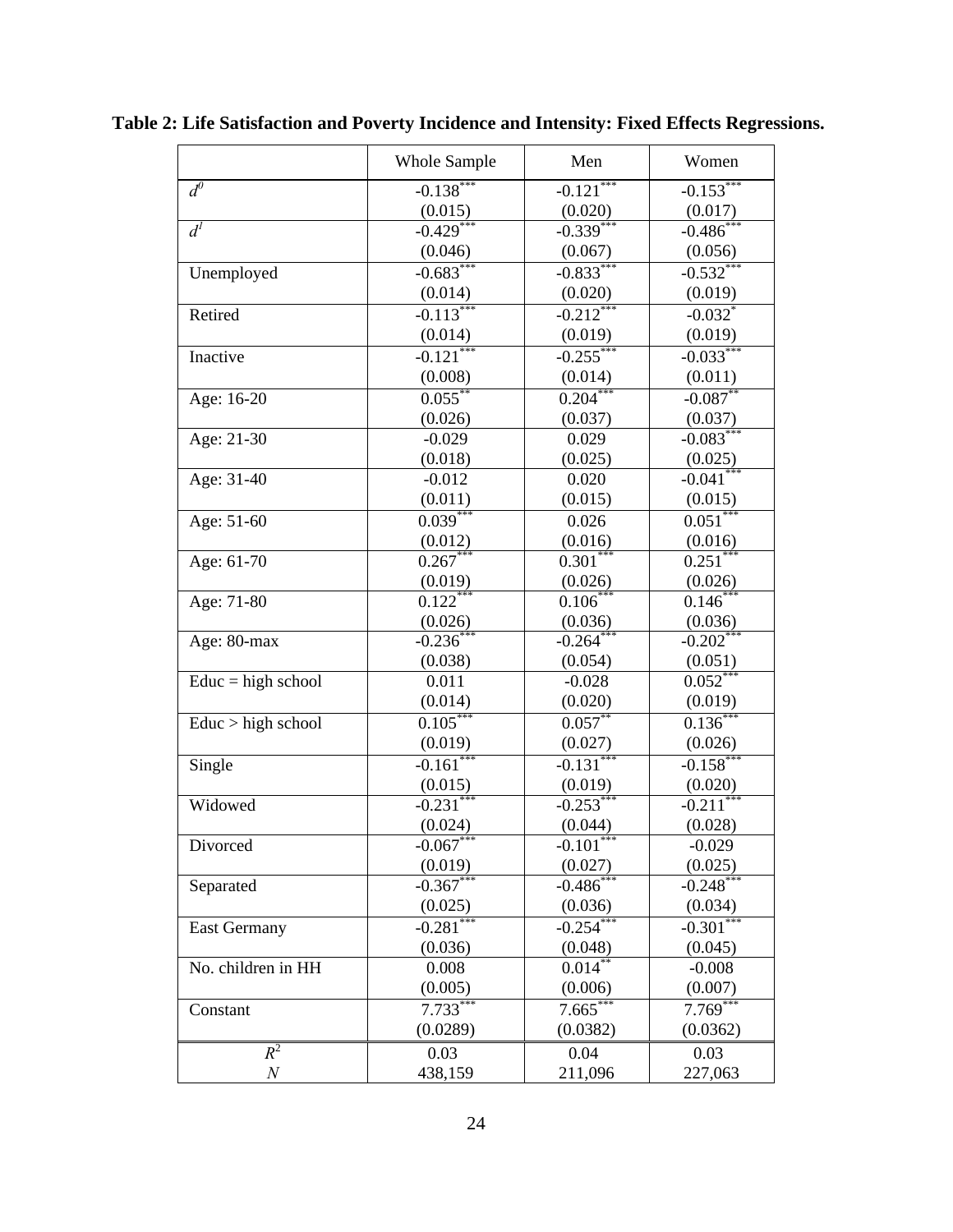**Table 2: Life Satisfaction and Poverty Incidence and Intensity: Fixed Effects Regressions.**

| | Whole Sample | Men | Women |
|---|---|---|---|
| $d^0$ | $-0.138^{***}$ | $-0.121^{***}$ | $-0.153^{***}$ |
| | (0.015) | (0.020) | (0.017) |
| $d^1$ | $-0.429^{***}$ | $-0.339^{***}$ | $-0.486^{***}$ |
| | (0.046) | (0.067) | (0.056) |
| Unemployed | $-0.683^{***}$ | $-0.833^{***}$ | $-0.532^{***}$ |
| | (0.014) | (0.020) | (0.019) |
| Retired | $-0.113^{***}$ | $-0.212^{***}$ | $-0.032^{*}$ |
| | (0.014) | (0.019) | (0.019) |
| Inactive | $-0.121^{***}$ | $-0.255^{***}$ | $-0.033^{***}$ |
| | (0.008) | (0.014) | (0.011) |
| Age: 16-20 | $0.055^{**}$ | $0.204^{***}$ | $-0.087^{**}$ |
| | (0.026) | (0.037) | (0.037) |
| Age: 21-30 | -0.029 | 0.029 | $-0.083^{***}$ |
| | (0.018) | (0.025) | (0.025) |
| Age: 31-40 | -0.012 | 0.020 | $-0.041^{***}$ |
| | (0.011) | (0.015) | (0.015) |
| Age: 51-60 | $0.039^{***}$ | 0.026 | $0.051^{***}$ |
| | (0.012) | (0.016) | (0.016) |
| Age: 61-70 | $0.267^{***}$ | $0.301^{***}$ | $0.251^{***}$ |
| | (0.019) | (0.026) | (0.026) |
| Age: 71-80 | $0.122^{***}$ | $0.106^{***}$ | $0.146^{***}$ |
| | (0.026) | (0.036) | (0.036) |
| Age: 80-max | $-0.236^{***}$ | $-0.264^{***}$ | $-0.202^{***}$ |
| | (0.038) | (0.054) | (0.051) |
| Educ = high school | 0.011 | -0.028 | $0.052^{***}$ |
| | (0.014) | (0.020) | (0.019) |
| Educ > high school | $0.105^{***}$ | $0.057^{**}$ | $0.136^{***}$ |
| | (0.019) | (0.027) | (0.026) |
| Single | $-0.161^{***}$ | $-0.131^{***}$ | $-0.158^{***}$ |
| | (0.015) | (0.019) | (0.020) |
| Widowed | $-0.231^{***}$ | $-0.253^{***}$ | $-0.211^{***}$ |
| | (0.024) | (0.044) | (0.028) |
| Divorced | $-0.067^{***}$ | $-0.101^{***}$ | -0.029 |
| | (0.019) | (0.027) | (0.025) |
| Separated | $-0.367^{***}$ | $-0.486^{***}$ | $-0.248^{***}$ |
| | (0.025) | (0.036) | (0.034) |
| East Germany | $-0.281^{***}$ | $-0.254^{***}$ | $-0.301^{***}$ |
| | (0.036) | (0.048) | (0.045) |
| No. children in HH | 0.008 | $0.014^{**}$ | -0.008 |
| | (0.005) | (0.006) | (0.007) |
| Constant | $7.733^{***}$ | $7.665^{***}$ | $7.769^{***}$ |
| | (0.0289) | (0.0382) | (0.0362) |
| $R^2$ | 0.03 | 0.04 | 0.03 |
| $N$ | 438,159 | 211,096 | 227,063 |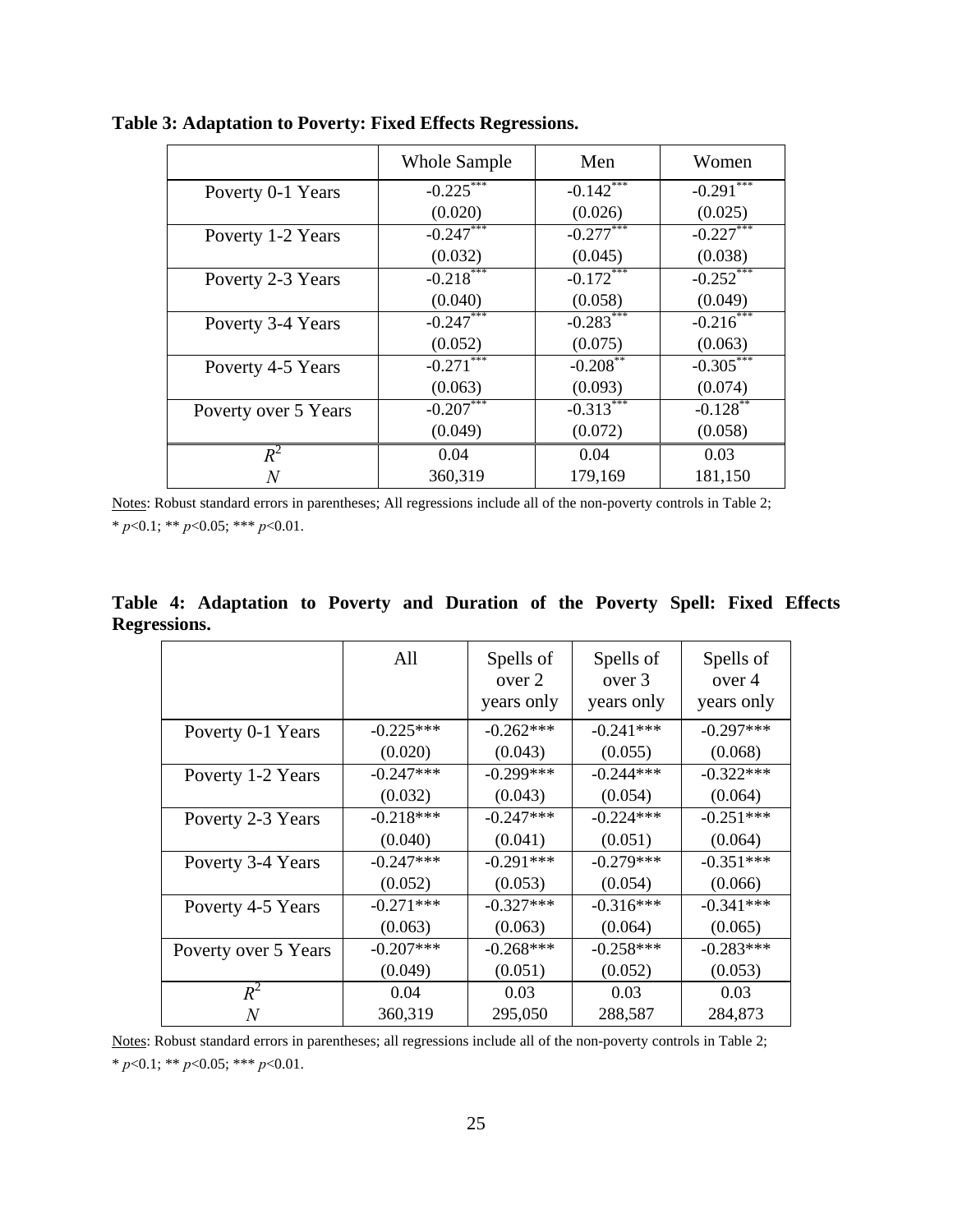**Table 3: Adaptation to Poverty: Fixed Effects Regressions.**

| | Whole Sample | Men | Women |
|---|---|---|---|
| Poverty 0-1 Years | -0.225*** | -0.142*** | -0.291*** |
| | (0.020) | (0.026) | (0.025) |
| Poverty 1-2 Years | -0.247*** | -0.277*** | -0.227*** |
| | (0.032) | (0.045) | (0.038) |
| Poverty 2-3 Years | -0.218*** | -0.172*** | -0.252*** |
| | (0.040) | (0.058) | (0.049) |
| Poverty 3-4 Years | -0.247*** | -0.283*** | -0.216*** |
| | (0.052) | (0.075) | (0.063) |
| Poverty 4-5 Years | -0.271*** | -0.208** | -0.305*** |
| | (0.063) | (0.093) | (0.074) |
| Poverty over 5 Years | -0.207*** | -0.313*** | -0.128** |
| | (0.049) | (0.072) | (0.058) |
| $R^2$ | 0.04 | 0.04 | 0.03 |
| $N$ | 360,319 | 179,169 | 181,150 |

Notes: Robust standard errors in parentheses; All regressions include all of the non-poverty controls in Table 2; * $p$<0.1; ** $p$<0.05; *** $p$<0.01.

**Table 4: Adaptation to Poverty and Duration of the Poverty Spell: Fixed Effects Regressions.**

| | All | Spells of over 2 years only | Spells of over 3 years only | Spells of over 4 years only |
|---|---|---|---|---|
| Poverty 0-1 Years | -0.225*** | -0.262*** | -0.241*** | -0.297*** |
| | (0.020) | (0.043) | (0.055) | (0.068) |
| Poverty 1-2 Years | -0.247*** | -0.299*** | -0.244*** | -0.322*** |
| | (0.032) | (0.043) | (0.054) | (0.064) |
| Poverty 2-3 Years | -0.218*** | -0.247*** | -0.224*** | -0.251*** |
| | (0.040) | (0.041) | (0.051) | (0.064) |
| Poverty 3-4 Years | -0.247*** | -0.291*** | -0.279*** | -0.351*** |
| | (0.052) | (0.053) | (0.054) | (0.066) |
| Poverty 4-5 Years | -0.271*** | -0.327*** | -0.316*** | -0.341*** |
| | (0.063) | (0.063) | (0.064) | (0.065) |
| Poverty over 5 Years | -0.207*** | -0.268*** | -0.258*** | -0.283*** |
| | (0.049) | (0.051) | (0.052) | (0.053) |
| $R^2$ | 0.04 | 0.03 | 0.03 | 0.03 |
| $N$ | 360,319 | 295,050 | 288,587 | 284,873 |

Notes: Robust standard errors in parentheses; all regressions include all of the non-poverty controls in Table 2; * $p$<0.1; ** $p$<0.05; *** $p$<0.01.